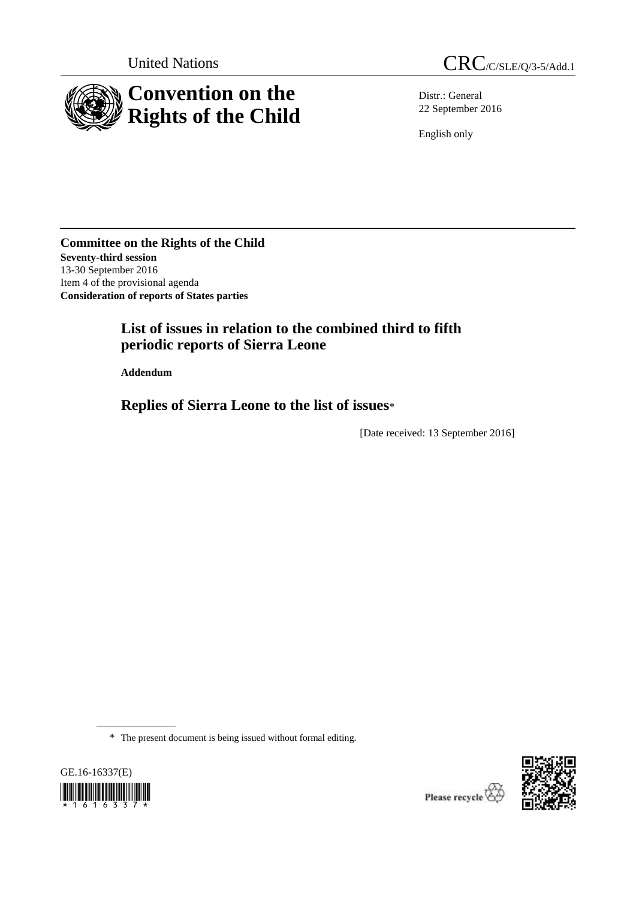United Nations

CRC/C/SLE/Q/3-5/Add.1

# Convention on the Rights of the Child

Distr.: General
22 September 2016

English only

**Committee on the Rights of the Child**
**Seventy-third session**
13-30 September 2016
Item 4 of the provisional agenda
**Consideration of reports of States parties**

## List of issues in relation to the combined third to fifth periodic reports of Sierra Leone

**Addendum**

## Replies of Sierra Leone to the list of issues*

[Date received: 13 September 2016]

\* The present document is being issued without formal editing.

GE.16-16337(E)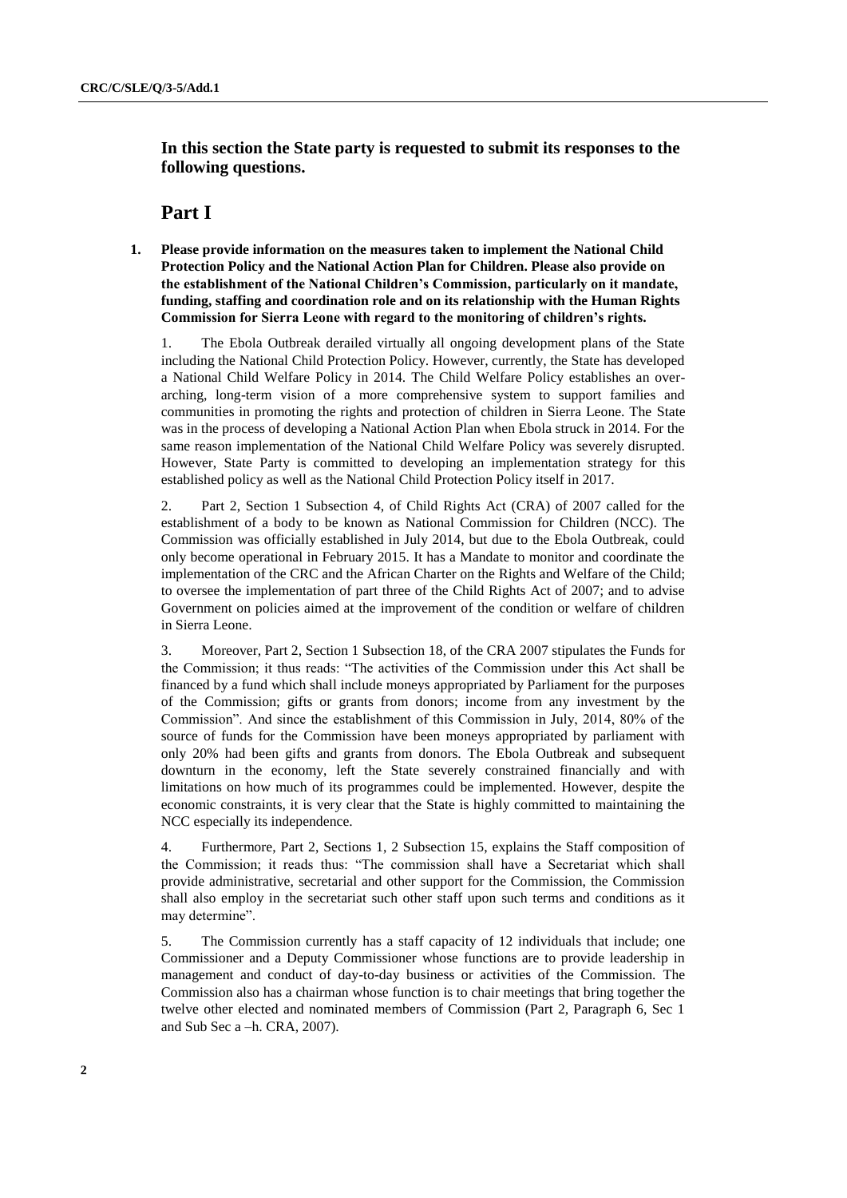**In this section the State party is requested to submit its responses to the following questions.**

# Part I

**1. Please provide information on the measures taken to implement the National Child Protection Policy and the National Action Plan for Children. Please also provide on the establishment of the National Children's Commission, particularly on it mandate, funding, staffing and coordination role and on its relationship with the Human Rights Commission for Sierra Leone with regard to the monitoring of children's rights.**

1. The Ebola Outbreak derailed virtually all ongoing development plans of the State including the National Child Protection Policy. However, currently, the State has developed a National Child Welfare Policy in 2014. The Child Welfare Policy establishes an over-arching, long-term vision of a more comprehensive system to support families and communities in promoting the rights and protection of children in Sierra Leone. The State was in the process of developing a National Action Plan when Ebola struck in 2014. For the same reason implementation of the National Child Welfare Policy was severely disrupted. However, State Party is committed to developing an implementation strategy for this established policy as well as the National Child Protection Policy itself in 2017.

2. Part 2, Section 1 Subsection 4, of Child Rights Act (CRA) of 2007 called for the establishment of a body to be known as National Commission for Children (NCC). The Commission was officially established in July 2014, but due to the Ebola Outbreak, could only become operational in February 2015. It has a Mandate to monitor and coordinate the implementation of the CRC and the African Charter on the Rights and Welfare of the Child; to oversee the implementation of part three of the Child Rights Act of 2007; and to advise Government on policies aimed at the improvement of the condition or welfare of children in Sierra Leone.

3. Moreover, Part 2, Section 1 Subsection 18, of the CRA 2007 stipulates the Funds for the Commission; it thus reads: "The activities of the Commission under this Act shall be financed by a fund which shall include moneys appropriated by Parliament for the purposes of the Commission; gifts or grants from donors; income from any investment by the Commission". And since the establishment of this Commission in July, 2014, 80% of the source of funds for the Commission have been moneys appropriated by parliament with only 20% had been gifts and grants from donors. The Ebola Outbreak and subsequent downturn in the economy, left the State severely constrained financially and with limitations on how much of its programmes could be implemented. However, despite the economic constraints, it is very clear that the State is highly committed to maintaining the NCC especially its independence.

4. Furthermore, Part 2, Sections 1, 2 Subsection 15, explains the Staff composition of the Commission; it reads thus: "The commission shall have a Secretariat which shall provide administrative, secretarial and other support for the Commission, the Commission shall also employ in the secretariat such other staff upon such terms and conditions as it may determine".

5. The Commission currently has a staff capacity of 12 individuals that include; one Commissioner and a Deputy Commissioner whose functions are to provide leadership in management and conduct of day-to-day business or activities of the Commission. The Commission also has a chairman whose function is to chair meetings that bring together the twelve other elected and nominated members of Commission (Part 2, Paragraph 6, Sec 1 and Sub Sec a –h. CRA, 2007).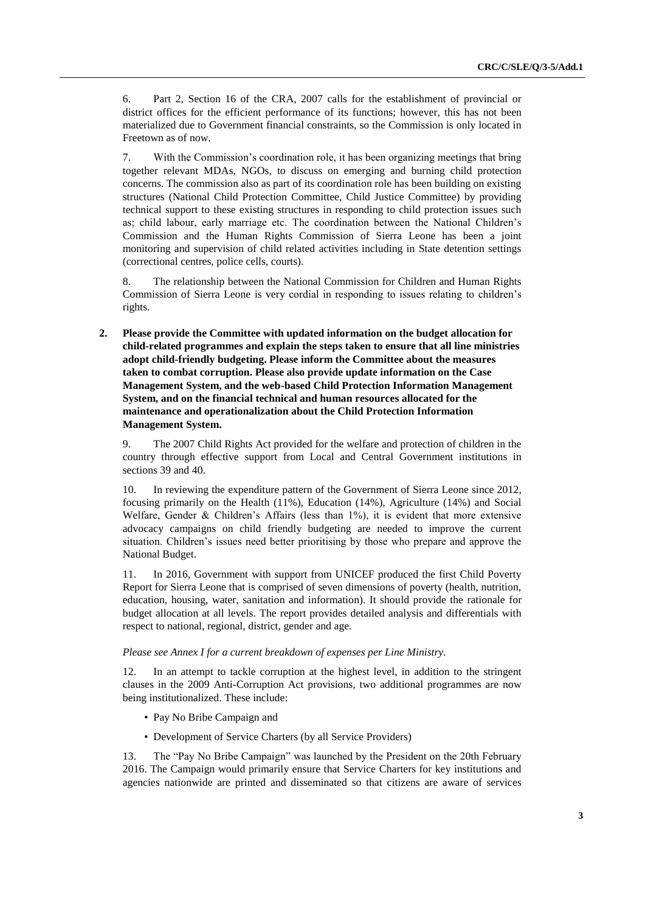6. Part 2, Section 16 of the CRA, 2007 calls for the establishment of provincial or district offices for the efficient performance of its functions; however, this has not been materialized due to Government financial constraints, so the Commission is only located in Freetown as of now.

7. With the Commission's coordination role, it has been organizing meetings that bring together relevant MDAs, NGOs, to discuss on emerging and burning child protection concerns. The commission also as part of its coordination role has been building on existing structures (National Child Protection Committee, Child Justice Committee) by providing technical support to these existing structures in responding to child protection issues such as; child labour, early marriage etc. The coordination between the National Children's Commission and the Human Rights Commission of Sierra Leone has been a joint monitoring and supervision of child related activities including in State detention settings (correctional centres, police cells, courts).

8. The relationship between the National Commission for Children and Human Rights Commission of Sierra Leone is very cordial in responding to issues relating to children's rights.

**2. Please provide the Committee with updated information on the budget allocation for child-related programmes and explain the steps taken to ensure that all line ministries adopt child-friendly budgeting. Please inform the Committee about the measures taken to combat corruption. Please also provide update information on the Case Management System, and the web-based Child Protection Information Management System, and on the financial technical and human resources allocated for the maintenance and operationalization about the Child Protection Information Management System.**

9. The 2007 Child Rights Act provided for the welfare and protection of children in the country through effective support from Local and Central Government institutions in sections 39 and 40.

10. In reviewing the expenditure pattern of the Government of Sierra Leone since 2012, focusing primarily on the Health (11%), Education (14%), Agriculture (14%) and Social Welfare, Gender & Children's Affairs (less than 1%), it is evident that more extensive advocacy campaigns on child friendly budgeting are needed to improve the current situation. Children's issues need better prioritising by those who prepare and approve the National Budget.

11. In 2016, Government with support from UNICEF produced the first Child Poverty Report for Sierra Leone that is comprised of seven dimensions of poverty (health, nutrition, education, housing, water, sanitation and information). It should provide the rationale for budget allocation at all levels. The report provides detailed analysis and differentials with respect to national, regional, district, gender and age.

*Please see Annex I for a current breakdown of expenses per Line Ministry.*

12. In an attempt to tackle corruption at the highest level, in addition to the stringent clauses in the 2009 Anti-Corruption Act provisions, two additional programmes are now being institutionalized. These include:

- Pay No Bribe Campaign and
- Development of Service Charters (by all Service Providers)

13. The "Pay No Bribe Campaign" was launched by the President on the 20th February 2016. The Campaign would primarily ensure that Service Charters for key institutions and agencies nationwide are printed and disseminated so that citizens are aware of services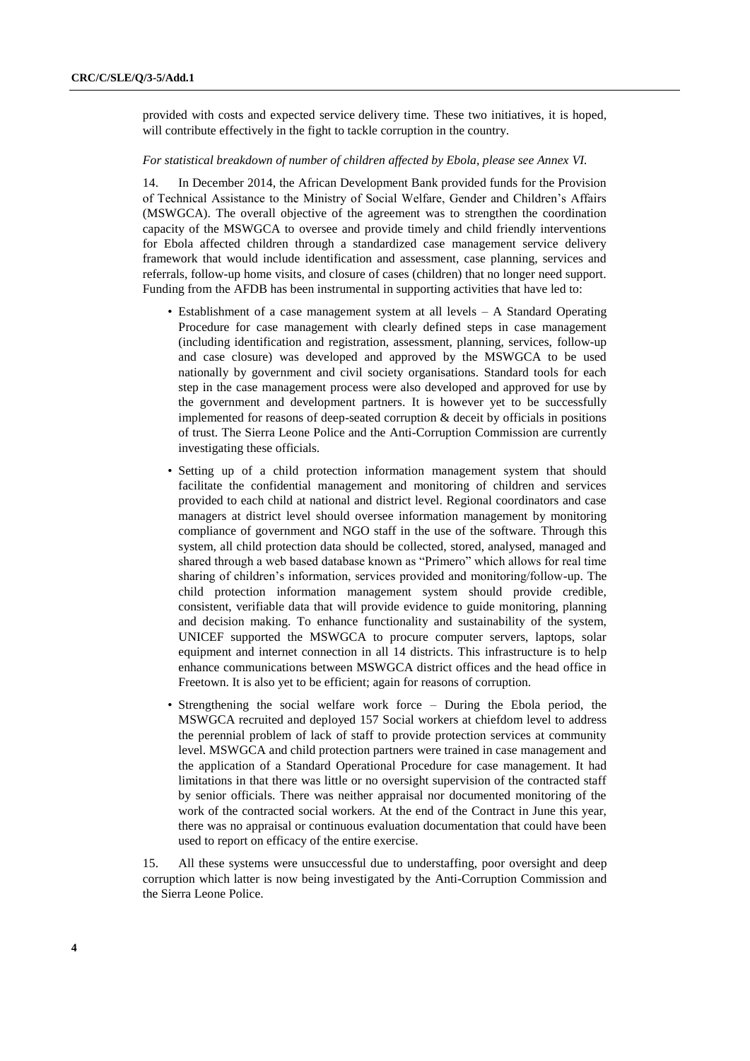provided with costs and expected service delivery time. These two initiatives, it is hoped, will contribute effectively in the fight to tackle corruption in the country.

*For statistical breakdown of number of children affected by Ebola, please see Annex VI.*

14. In December 2014, the African Development Bank provided funds for the Provision of Technical Assistance to the Ministry of Social Welfare, Gender and Children's Affairs (MSWGCA). The overall objective of the agreement was to strengthen the coordination capacity of the MSWGCA to oversee and provide timely and child friendly interventions for Ebola affected children through a standardized case management service delivery framework that would include identification and assessment, case planning, services and referrals, follow-up home visits, and closure of cases (children) that no longer need support. Funding from the AFDB has been instrumental in supporting activities that have led to:

- Establishment of a case management system at all levels – A Standard Operating Procedure for case management with clearly defined steps in case management (including identification and registration, assessment, planning, services, follow-up and case closure) was developed and approved by the MSWGCA to be used nationally by government and civil society organisations. Standard tools for each step in the case management process were also developed and approved for use by the government and development partners. It is however yet to be successfully implemented for reasons of deep-seated corruption & deceit by officials in positions of trust. The Sierra Leone Police and the Anti-Corruption Commission are currently investigating these officials.
- Setting up of a child protection information management system that should facilitate the confidential management and monitoring of children and services provided to each child at national and district level. Regional coordinators and case managers at district level should oversee information management by monitoring compliance of government and NGO staff in the use of the software. Through this system, all child protection data should be collected, stored, analysed, managed and shared through a web based database known as "Primero" which allows for real time sharing of children's information, services provided and monitoring/follow-up. The child protection information management system should provide credible, consistent, verifiable data that will provide evidence to guide monitoring, planning and decision making. To enhance functionality and sustainability of the system, UNICEF supported the MSWGCA to procure computer servers, laptops, solar equipment and internet connection in all 14 districts. This infrastructure is to help enhance communications between MSWGCA district offices and the head office in Freetown. It is also yet to be efficient; again for reasons of corruption.
- Strengthening the social welfare work force – During the Ebola period, the MSWGCA recruited and deployed 157 Social workers at chiefdom level to address the perennial problem of lack of staff to provide protection services at community level. MSWGCA and child protection partners were trained in case management and the application of a Standard Operational Procedure for case management. It had limitations in that there was little or no oversight supervision of the contracted staff by senior officials. There was neither appraisal nor documented monitoring of the work of the contracted social workers. At the end of the Contract in June this year, there was no appraisal or continuous evaluation documentation that could have been used to report on efficacy of the entire exercise.

15. All these systems were unsuccessful due to understaffing, poor oversight and deep corruption which latter is now being investigated by the Anti-Corruption Commission and the Sierra Leone Police.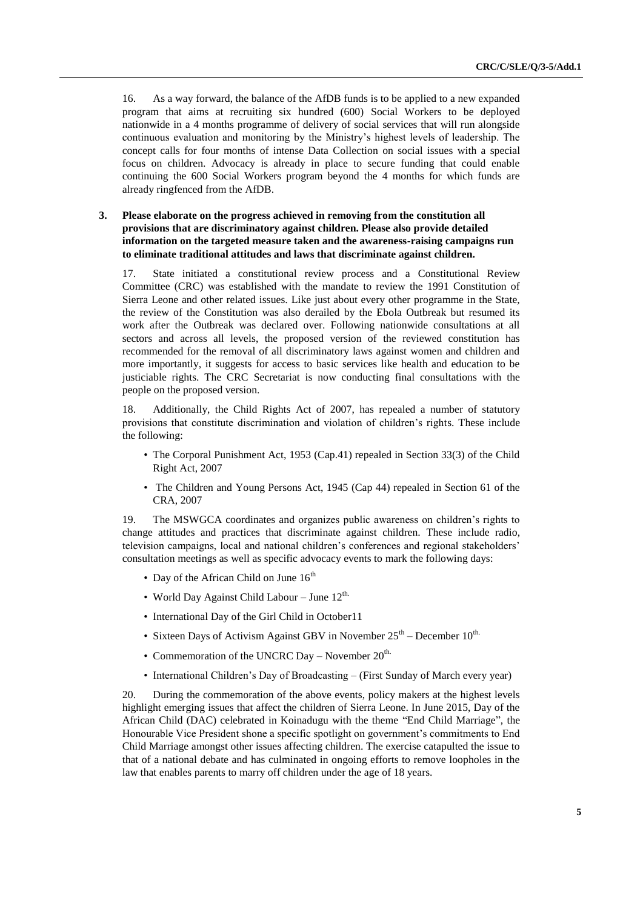16. As a way forward, the balance of the AfDB funds is to be applied to a new expanded program that aims at recruiting six hundred (600) Social Workers to be deployed nationwide in a 4 months programme of delivery of social services that will run alongside continuous evaluation and monitoring by the Ministry's highest levels of leadership. The concept calls for four months of intense Data Collection on social issues with a special focus on children. Advocacy is already in place to secure funding that could enable continuing the 600 Social Workers program beyond the 4 months for which funds are already ringfenced from the AfDB.

**3. Please elaborate on the progress achieved in removing from the constitution all provisions that are discriminatory against children. Please also provide detailed information on the targeted measure taken and the awareness-raising campaigns run to eliminate traditional attitudes and laws that discriminate against children.**

17. State initiated a constitutional review process and a Constitutional Review Committee (CRC) was established with the mandate to review the 1991 Constitution of Sierra Leone and other related issues. Like just about every other programme in the State, the review of the Constitution was also derailed by the Ebola Outbreak but resumed its work after the Outbreak was declared over. Following nationwide consultations at all sectors and across all levels, the proposed version of the reviewed constitution has recommended for the removal of all discriminatory laws against women and children and more importantly, it suggests for access to basic services like health and education to be justiciable rights. The CRC Secretariat is now conducting final consultations with the people on the proposed version.

18. Additionally, the Child Rights Act of 2007, has repealed a number of statutory provisions that constitute discrimination and violation of children's rights. These include the following:

- The Corporal Punishment Act, 1953 (Cap.41) repealed in Section 33(3) of the Child Right Act, 2007
- The Children and Young Persons Act, 1945 (Cap 44) repealed in Section 61 of the CRA, 2007

19. The MSWGCA coordinates and organizes public awareness on children's rights to change attitudes and practices that discriminate against children. These include radio, television campaigns, local and national children's conferences and regional stakeholders' consultation meetings as well as specific advocacy events to mark the following days:

- Day of the African Child on June 16th
- World Day Against Child Labour – June 12th.
- International Day of the Girl Child in October11
- Sixteen Days of Activism Against GBV in November 25th – December 10th.
- Commemoration of the UNCRC Day – November 20th.
- International Children's Day of Broadcasting – (First Sunday of March every year)

20. During the commemoration of the above events, policy makers at the highest levels highlight emerging issues that affect the children of Sierra Leone. In June 2015, Day of the African Child (DAC) celebrated in Koinadugu with the theme "End Child Marriage", the Honourable Vice President shone a specific spotlight on government's commitments to End Child Marriage amongst other issues affecting children. The exercise catapulted the issue to that of a national debate and has culminated in ongoing efforts to remove loopholes in the law that enables parents to marry off children under the age of 18 years.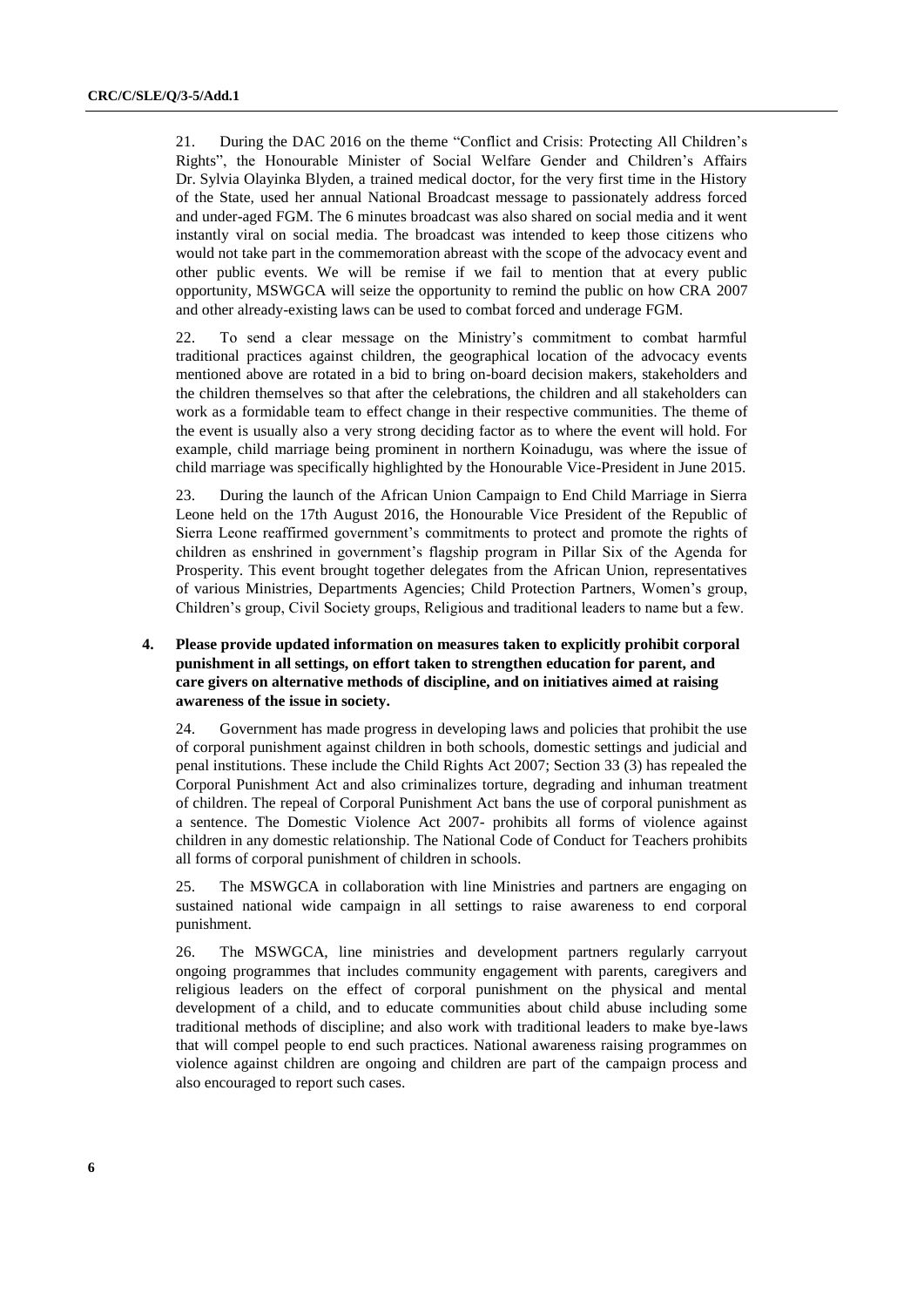21. During the DAC 2016 on the theme "Conflict and Crisis: Protecting All Children's Rights", the Honourable Minister of Social Welfare Gender and Children's Affairs Dr. Sylvia Olayinka Blyden, a trained medical doctor, for the very first time in the History of the State, used her annual National Broadcast message to passionately address forced and under-aged FGM. The 6 minutes broadcast was also shared on social media and it went instantly viral on social media. The broadcast was intended to keep those citizens who would not take part in the commemoration abreast with the scope of the advocacy event and other public events. We will be remise if we fail to mention that at every public opportunity, MSWGCA will seize the opportunity to remind the public on how CRA 2007 and other already-existing laws can be used to combat forced and underage FGM.

22. To send a clear message on the Ministry's commitment to combat harmful traditional practices against children, the geographical location of the advocacy events mentioned above are rotated in a bid to bring on-board decision makers, stakeholders and the children themselves so that after the celebrations, the children and all stakeholders can work as a formidable team to effect change in their respective communities. The theme of the event is usually also a very strong deciding factor as to where the event will hold. For example, child marriage being prominent in northern Koinadugu, was where the issue of child marriage was specifically highlighted by the Honourable Vice-President in June 2015.

23. During the launch of the African Union Campaign to End Child Marriage in Sierra Leone held on the 17th August 2016, the Honourable Vice President of the Republic of Sierra Leone reaffirmed government's commitments to protect and promote the rights of children as enshrined in government's flagship program in Pillar Six of the Agenda for Prosperity. This event brought together delegates from the African Union, representatives of various Ministries, Departments Agencies; Child Protection Partners, Women's group, Children's group, Civil Society groups, Religious and traditional leaders to name but a few.

**4. Please provide updated information on measures taken to explicitly prohibit corporal punishment in all settings, on effort taken to strengthen education for parent, and care givers on alternative methods of discipline, and on initiatives aimed at raising awareness of the issue in society.**

24. Government has made progress in developing laws and policies that prohibit the use of corporal punishment against children in both schools, domestic settings and judicial and penal institutions. These include the Child Rights Act 2007; Section 33 (3) has repealed the Corporal Punishment Act and also criminalizes torture, degrading and inhuman treatment of children. The repeal of Corporal Punishment Act bans the use of corporal punishment as a sentence. The Domestic Violence Act 2007- prohibits all forms of violence against children in any domestic relationship. The National Code of Conduct for Teachers prohibits all forms of corporal punishment of children in schools.

25. The MSWGCA in collaboration with line Ministries and partners are engaging on sustained national wide campaign in all settings to raise awareness to end corporal punishment.

26. The MSWGCA, line ministries and development partners regularly carryout ongoing programmes that includes community engagement with parents, caregivers and religious leaders on the effect of corporal punishment on the physical and mental development of a child, and to educate communities about child abuse including some traditional methods of discipline; and also work with traditional leaders to make bye-laws that will compel people to end such practices. National awareness raising programmes on violence against children are ongoing and children are part of the campaign process and also encouraged to report such cases.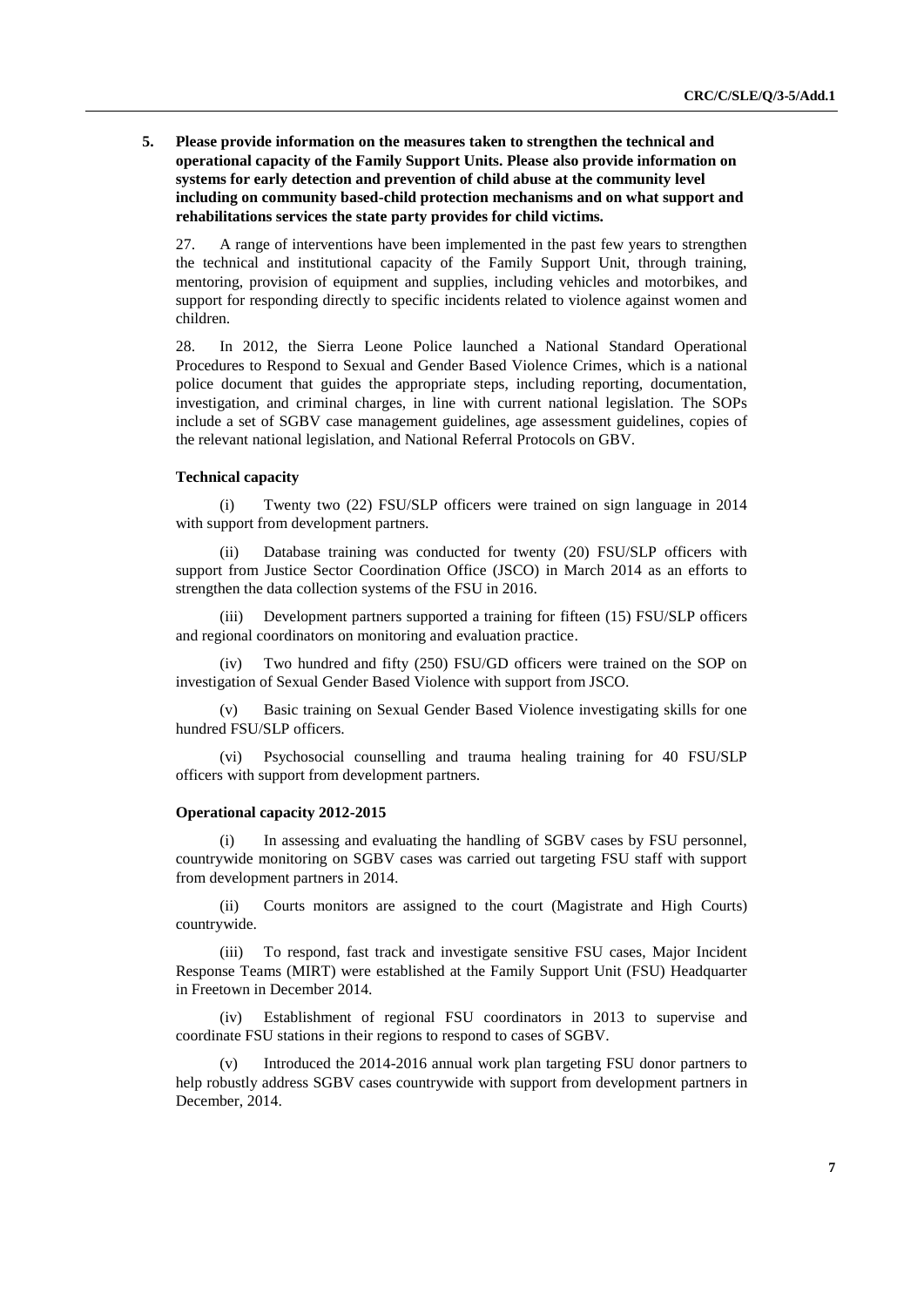**5. Please provide information on the measures taken to strengthen the technical and operational capacity of the Family Support Units. Please also provide information on systems for early detection and prevention of child abuse at the community level including on community based-child protection mechanisms and on what support and rehabilitations services the state party provides for child victims.**

27. A range of interventions have been implemented in the past few years to strengthen the technical and institutional capacity of the Family Support Unit, through training, mentoring, provision of equipment and supplies, including vehicles and motorbikes, and support for responding directly to specific incidents related to violence against women and children.

28. In 2012, the Sierra Leone Police launched a National Standard Operational Procedures to Respond to Sexual and Gender Based Violence Crimes, which is a national police document that guides the appropriate steps, including reporting, documentation, investigation, and criminal charges, in line with current national legislation. The SOPs include a set of SGBV case management guidelines, age assessment guidelines, copies of the relevant national legislation, and National Referral Protocols on GBV.

**Technical capacity**

(i) Twenty two (22) FSU/SLP officers were trained on sign language in 2014 with support from development partners.

(ii) Database training was conducted for twenty (20) FSU/SLP officers with support from Justice Sector Coordination Office (JSCO) in March 2014 as an efforts to strengthen the data collection systems of the FSU in 2016.

(iii) Development partners supported a training for fifteen (15) FSU/SLP officers and regional coordinators on monitoring and evaluation practice.

(iv) Two hundred and fifty (250) FSU/GD officers were trained on the SOP on investigation of Sexual Gender Based Violence with support from JSCO.

(v) Basic training on Sexual Gender Based Violence investigating skills for one hundred FSU/SLP officers.

(vi) Psychosocial counselling and trauma healing training for 40 FSU/SLP officers with support from development partners.

**Operational capacity 2012-2015**

(i) In assessing and evaluating the handling of SGBV cases by FSU personnel, countrywide monitoring on SGBV cases was carried out targeting FSU staff with support from development partners in 2014.

(ii) Courts monitors are assigned to the court (Magistrate and High Courts) countrywide.

(iii) To respond, fast track and investigate sensitive FSU cases, Major Incident Response Teams (MIRT) were established at the Family Support Unit (FSU) Headquarter in Freetown in December 2014.

(iv) Establishment of regional FSU coordinators in 2013 to supervise and coordinate FSU stations in their regions to respond to cases of SGBV.

(v) Introduced the 2014-2016 annual work plan targeting FSU donor partners to help robustly address SGBV cases countrywide with support from development partners in December, 2014.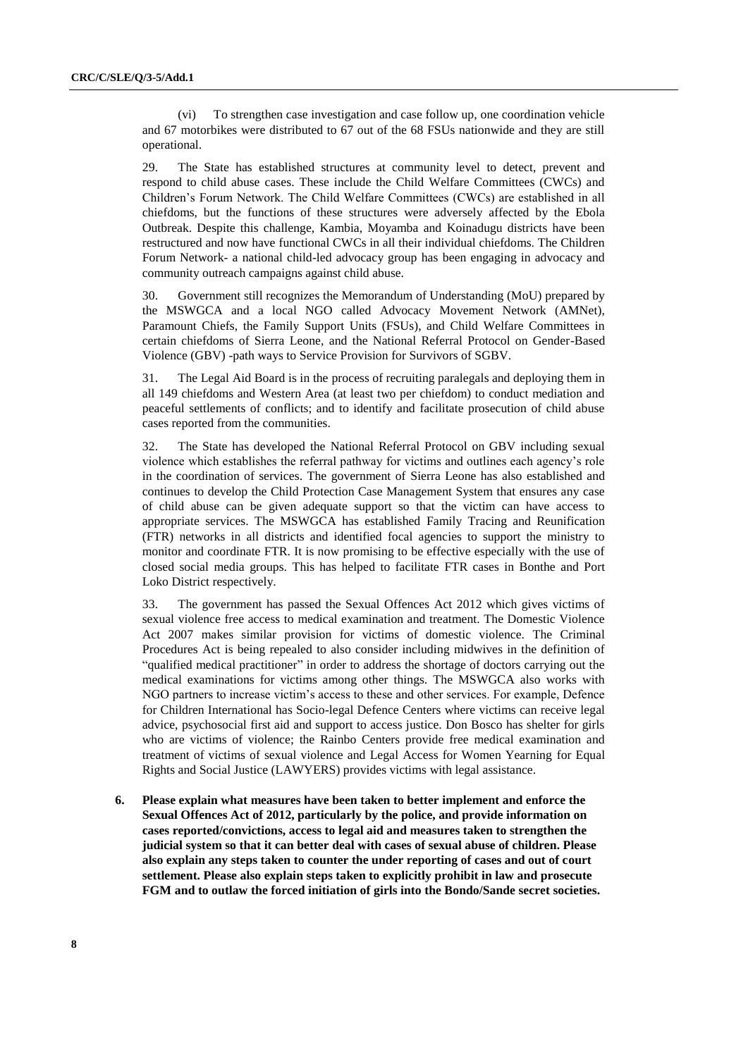(vi) To strengthen case investigation and case follow up, one coordination vehicle and 67 motorbikes were distributed to 67 out of the 68 FSUs nationwide and they are still operational.

29. The State has established structures at community level to detect, prevent and respond to child abuse cases. These include the Child Welfare Committees (CWCs) and Children's Forum Network. The Child Welfare Committees (CWCs) are established in all chiefdoms, but the functions of these structures were adversely affected by the Ebola Outbreak. Despite this challenge, Kambia, Moyamba and Koinadugu districts have been restructured and now have functional CWCs in all their individual chiefdoms. The Children Forum Network- a national child-led advocacy group has been engaging in advocacy and community outreach campaigns against child abuse.

30. Government still recognizes the Memorandum of Understanding (MoU) prepared by the MSWGCA and a local NGO called Advocacy Movement Network (AMNet), Paramount Chiefs, the Family Support Units (FSUs), and Child Welfare Committees in certain chiefdoms of Sierra Leone, and the National Referral Protocol on Gender-Based Violence (GBV) -path ways to Service Provision for Survivors of SGBV.

31. The Legal Aid Board is in the process of recruiting paralegals and deploying them in all 149 chiefdoms and Western Area (at least two per chiefdom) to conduct mediation and peaceful settlements of conflicts; and to identify and facilitate prosecution of child abuse cases reported from the communities.

32. The State has developed the National Referral Protocol on GBV including sexual violence which establishes the referral pathway for victims and outlines each agency's role in the coordination of services. The government of Sierra Leone has also established and continues to develop the Child Protection Case Management System that ensures any case of child abuse can be given adequate support so that the victim can have access to appropriate services. The MSWGCA has established Family Tracing and Reunification (FTR) networks in all districts and identified focal agencies to support the ministry to monitor and coordinate FTR. It is now promising to be effective especially with the use of closed social media groups. This has helped to facilitate FTR cases in Bonthe and Port Loko District respectively.

33. The government has passed the Sexual Offences Act 2012 which gives victims of sexual violence free access to medical examination and treatment. The Domestic Violence Act 2007 makes similar provision for victims of domestic violence. The Criminal Procedures Act is being repealed to also consider including midwives in the definition of "qualified medical practitioner" in order to address the shortage of doctors carrying out the medical examinations for victims among other things. The MSWGCA also works with NGO partners to increase victim's access to these and other services. For example, Defence for Children International has Socio-legal Defence Centers where victims can receive legal advice, psychosocial first aid and support to access justice. Don Bosco has shelter for girls who are victims of violence; the Rainbo Centers provide free medical examination and treatment of victims of sexual violence and Legal Access for Women Yearning for Equal Rights and Social Justice (LAWYERS) provides victims with legal assistance.

**6. Please explain what measures have been taken to better implement and enforce the Sexual Offences Act of 2012, particularly by the police, and provide information on cases reported/convictions, access to legal aid and measures taken to strengthen the judicial system so that it can better deal with cases of sexual abuse of children. Please also explain any steps taken to counter the under reporting of cases and out of court settlement. Please also explain steps taken to explicitly prohibit in law and prosecute FGM and to outlaw the forced initiation of girls into the Bondo/Sande secret societies.**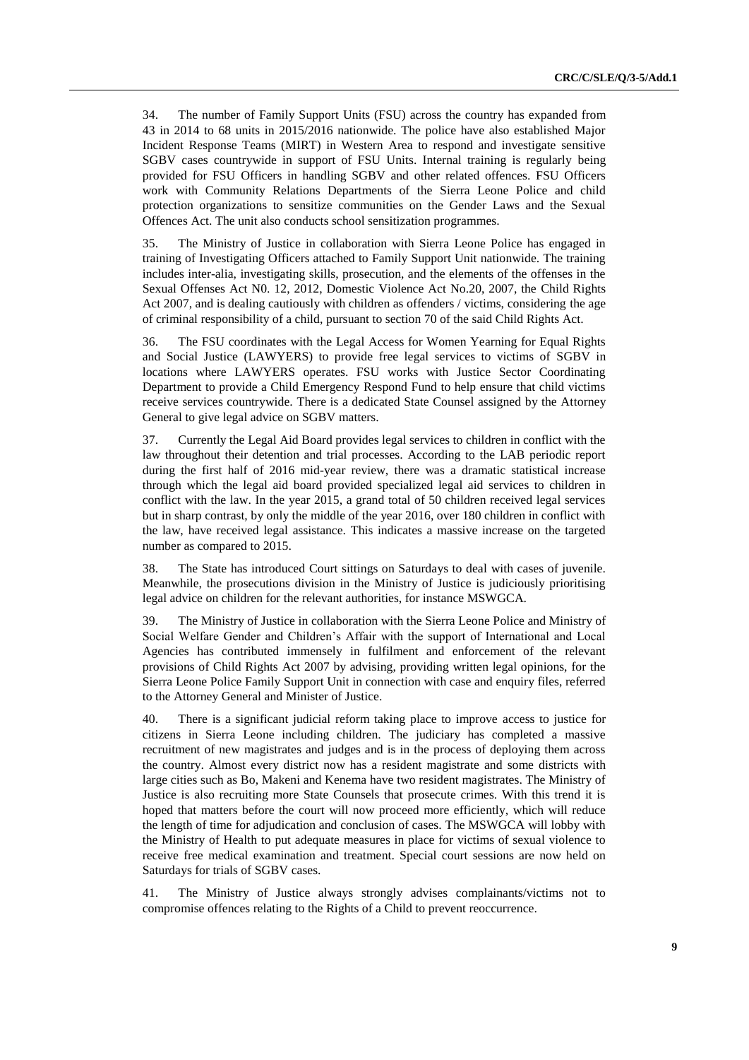34. The number of Family Support Units (FSU) across the country has expanded from 43 in 2014 to 68 units in 2015/2016 nationwide. The police have also established Major Incident Response Teams (MIRT) in Western Area to respond and investigate sensitive SGBV cases countrywide in support of FSU Units. Internal training is regularly being provided for FSU Officers in handling SGBV and other related offences. FSU Officers work with Community Relations Departments of the Sierra Leone Police and child protection organizations to sensitize communities on the Gender Laws and the Sexual Offences Act. The unit also conducts school sensitization programmes.

35. The Ministry of Justice in collaboration with Sierra Leone Police has engaged in training of Investigating Officers attached to Family Support Unit nationwide. The training includes inter-alia, investigating skills, prosecution, and the elements of the offenses in the Sexual Offenses Act N0. 12, 2012, Domestic Violence Act No.20, 2007, the Child Rights Act 2007, and is dealing cautiously with children as offenders / victims, considering the age of criminal responsibility of a child, pursuant to section 70 of the said Child Rights Act.

36. The FSU coordinates with the Legal Access for Women Yearning for Equal Rights and Social Justice (LAWYERS) to provide free legal services to victims of SGBV in locations where LAWYERS operates. FSU works with Justice Sector Coordinating Department to provide a Child Emergency Respond Fund to help ensure that child victims receive services countrywide. There is a dedicated State Counsel assigned by the Attorney General to give legal advice on SGBV matters.

37. Currently the Legal Aid Board provides legal services to children in conflict with the law throughout their detention and trial processes. According to the LAB periodic report during the first half of 2016 mid-year review, there was a dramatic statistical increase through which the legal aid board provided specialized legal aid services to children in conflict with the law. In the year 2015, a grand total of 50 children received legal services but in sharp contrast, by only the middle of the year 2016, over 180 children in conflict with the law, have received legal assistance. This indicates a massive increase on the targeted number as compared to 2015.

38. The State has introduced Court sittings on Saturdays to deal with cases of juvenile. Meanwhile, the prosecutions division in the Ministry of Justice is judiciously prioritising legal advice on children for the relevant authorities, for instance MSWGCA.

39. The Ministry of Justice in collaboration with the Sierra Leone Police and Ministry of Social Welfare Gender and Children's Affair with the support of International and Local Agencies has contributed immensely in fulfilment and enforcement of the relevant provisions of Child Rights Act 2007 by advising, providing written legal opinions, for the Sierra Leone Police Family Support Unit in connection with case and enquiry files, referred to the Attorney General and Minister of Justice.

40. There is a significant judicial reform taking place to improve access to justice for citizens in Sierra Leone including children. The judiciary has completed a massive recruitment of new magistrates and judges and is in the process of deploying them across the country. Almost every district now has a resident magistrate and some districts with large cities such as Bo, Makeni and Kenema have two resident magistrates. The Ministry of Justice is also recruiting more State Counsels that prosecute crimes. With this trend it is hoped that matters before the court will now proceed more efficiently, which will reduce the length of time for adjudication and conclusion of cases. The MSWGCA will lobby with the Ministry of Health to put adequate measures in place for victims of sexual violence to receive free medical examination and treatment. Special court sessions are now held on Saturdays for trials of SGBV cases.

41. The Ministry of Justice always strongly advises complainants/victims not to compromise offences relating to the Rights of a Child to prevent reoccurrence.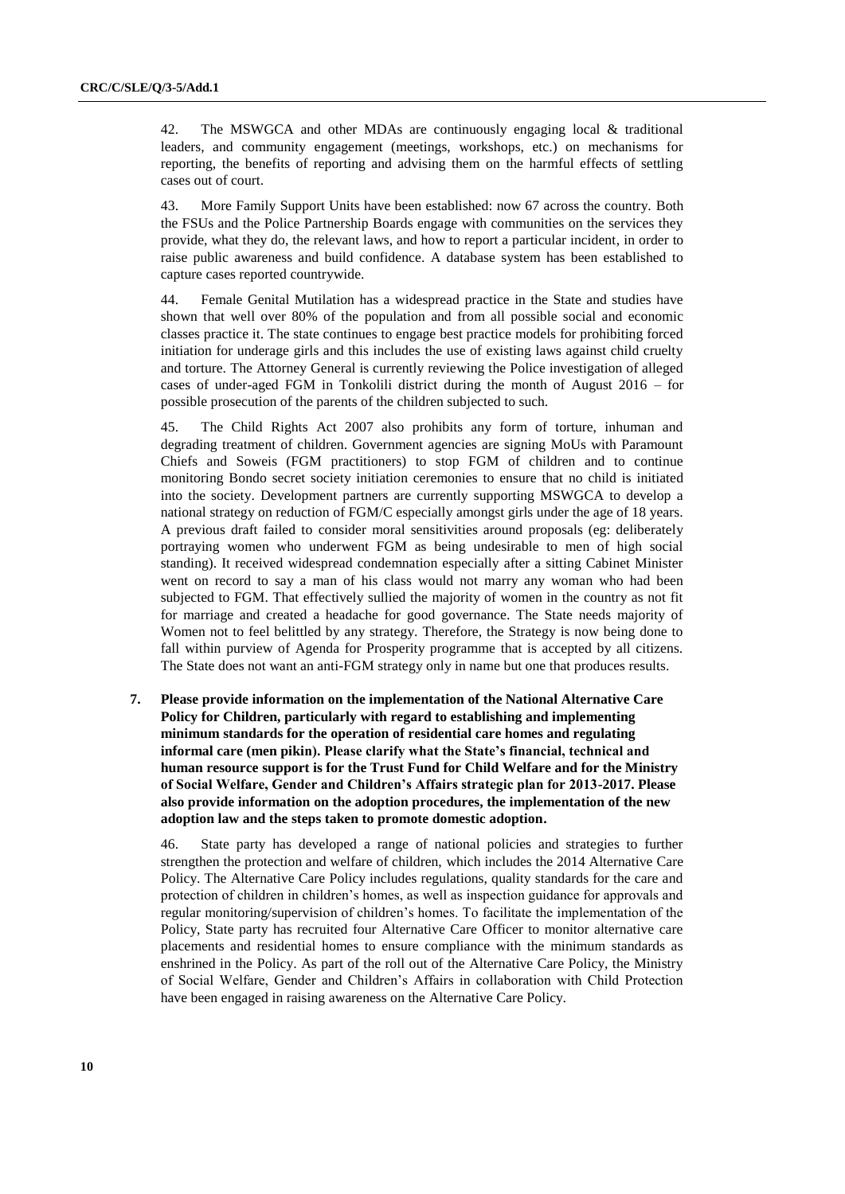42. The MSWGCA and other MDAs are continuously engaging local & traditional leaders, and community engagement (meetings, workshops, etc.) on mechanisms for reporting, the benefits of reporting and advising them on the harmful effects of settling cases out of court.

43. More Family Support Units have been established: now 67 across the country. Both the FSUs and the Police Partnership Boards engage with communities on the services they provide, what they do, the relevant laws, and how to report a particular incident, in order to raise public awareness and build confidence. A database system has been established to capture cases reported countrywide.

44. Female Genital Mutilation has a widespread practice in the State and studies have shown that well over 80% of the population and from all possible social and economic classes practice it. The state continues to engage best practice models for prohibiting forced initiation for underage girls and this includes the use of existing laws against child cruelty and torture. The Attorney General is currently reviewing the Police investigation of alleged cases of under-aged FGM in Tonkolili district during the month of August 2016 – for possible prosecution of the parents of the children subjected to such.

45. The Child Rights Act 2007 also prohibits any form of torture, inhuman and degrading treatment of children. Government agencies are signing MoUs with Paramount Chiefs and Soweis (FGM practitioners) to stop FGM of children and to continue monitoring Bondo secret society initiation ceremonies to ensure that no child is initiated into the society. Development partners are currently supporting MSWGCA to develop a national strategy on reduction of FGM/C especially amongst girls under the age of 18 years. A previous draft failed to consider moral sensitivities around proposals (eg: deliberately portraying women who underwent FGM as being undesirable to men of high social standing). It received widespread condemnation especially after a sitting Cabinet Minister went on record to say a man of his class would not marry any woman who had been subjected to FGM. That effectively sullied the majority of women in the country as not fit for marriage and created a headache for good governance. The State needs majority of Women not to feel belittled by any strategy. Therefore, the Strategy is now being done to fall within purview of Agenda for Prosperity programme that is accepted by all citizens. The State does not want an anti-FGM strategy only in name but one that produces results.

**7. Please provide information on the implementation of the National Alternative Care Policy for Children, particularly with regard to establishing and implementing minimum standards for the operation of residential care homes and regulating informal care (men pikin). Please clarify what the State's financial, technical and human resource support is for the Trust Fund for Child Welfare and for the Ministry of Social Welfare, Gender and Children's Affairs strategic plan for 2013-2017. Please also provide information on the adoption procedures, the implementation of the new adoption law and the steps taken to promote domestic adoption.**

46. State party has developed a range of national policies and strategies to further strengthen the protection and welfare of children, which includes the 2014 Alternative Care Policy. The Alternative Care Policy includes regulations, quality standards for the care and protection of children in children's homes, as well as inspection guidance for approvals and regular monitoring/supervision of children's homes. To facilitate the implementation of the Policy, State party has recruited four Alternative Care Officer to monitor alternative care placements and residential homes to ensure compliance with the minimum standards as enshrined in the Policy. As part of the roll out of the Alternative Care Policy, the Ministry of Social Welfare, Gender and Children's Affairs in collaboration with Child Protection have been engaged in raising awareness on the Alternative Care Policy.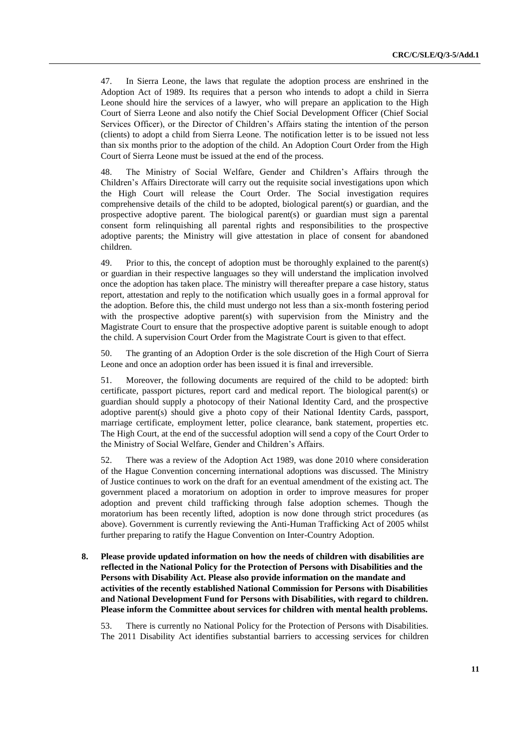47. In Sierra Leone, the laws that regulate the adoption process are enshrined in the Adoption Act of 1989. Its requires that a person who intends to adopt a child in Sierra Leone should hire the services of a lawyer, who will prepare an application to the High Court of Sierra Leone and also notify the Chief Social Development Officer (Chief Social Services Officer), or the Director of Children's Affairs stating the intention of the person (clients) to adopt a child from Sierra Leone. The notification letter is to be issued not less than six months prior to the adoption of the child. An Adoption Court Order from the High Court of Sierra Leone must be issued at the end of the process.

48. The Ministry of Social Welfare, Gender and Children's Affairs through the Children's Affairs Directorate will carry out the requisite social investigations upon which the High Court will release the Court Order. The Social investigation requires comprehensive details of the child to be adopted, biological parent(s) or guardian, and the prospective adoptive parent. The biological parent(s) or guardian must sign a parental consent form relinquishing all parental rights and responsibilities to the prospective adoptive parents; the Ministry will give attestation in place of consent for abandoned children.

49. Prior to this, the concept of adoption must be thoroughly explained to the parent(s) or guardian in their respective languages so they will understand the implication involved once the adoption has taken place. The ministry will thereafter prepare a case history, status report, attestation and reply to the notification which usually goes in a formal approval for the adoption. Before this, the child must undergo not less than a six-month fostering period with the prospective adoptive parent(s) with supervision from the Ministry and the Magistrate Court to ensure that the prospective adoptive parent is suitable enough to adopt the child. A supervision Court Order from the Magistrate Court is given to that effect.

50. The granting of an Adoption Order is the sole discretion of the High Court of Sierra Leone and once an adoption order has been issued it is final and irreversible.

51. Moreover, the following documents are required of the child to be adopted: birth certificate, passport pictures, report card and medical report. The biological parent(s) or guardian should supply a photocopy of their National Identity Card, and the prospective adoptive parent(s) should give a photo copy of their National Identity Cards, passport, marriage certificate, employment letter, police clearance, bank statement, properties etc. The High Court, at the end of the successful adoption will send a copy of the Court Order to the Ministry of Social Welfare, Gender and Children's Affairs.

52. There was a review of the Adoption Act 1989, was done 2010 where consideration of the Hague Convention concerning international adoptions was discussed. The Ministry of Justice continues to work on the draft for an eventual amendment of the existing act. The government placed a moratorium on adoption in order to improve measures for proper adoption and prevent child trafficking through false adoption schemes. Though the moratorium has been recently lifted, adoption is now done through strict procedures (as above). Government is currently reviewing the Anti-Human Trafficking Act of 2005 whilst further preparing to ratify the Hague Convention on Inter-Country Adoption.

**8. Please provide updated information on how the needs of children with disabilities are reflected in the National Policy for the Protection of Persons with Disabilities and the Persons with Disability Act. Please also provide information on the mandate and activities of the recently established National Commission for Persons with Disabilities and National Development Fund for Persons with Disabilities, with regard to children. Please inform the Committee about services for children with mental health problems.**

53. There is currently no National Policy for the Protection of Persons with Disabilities. The 2011 Disability Act identifies substantial barriers to accessing services for children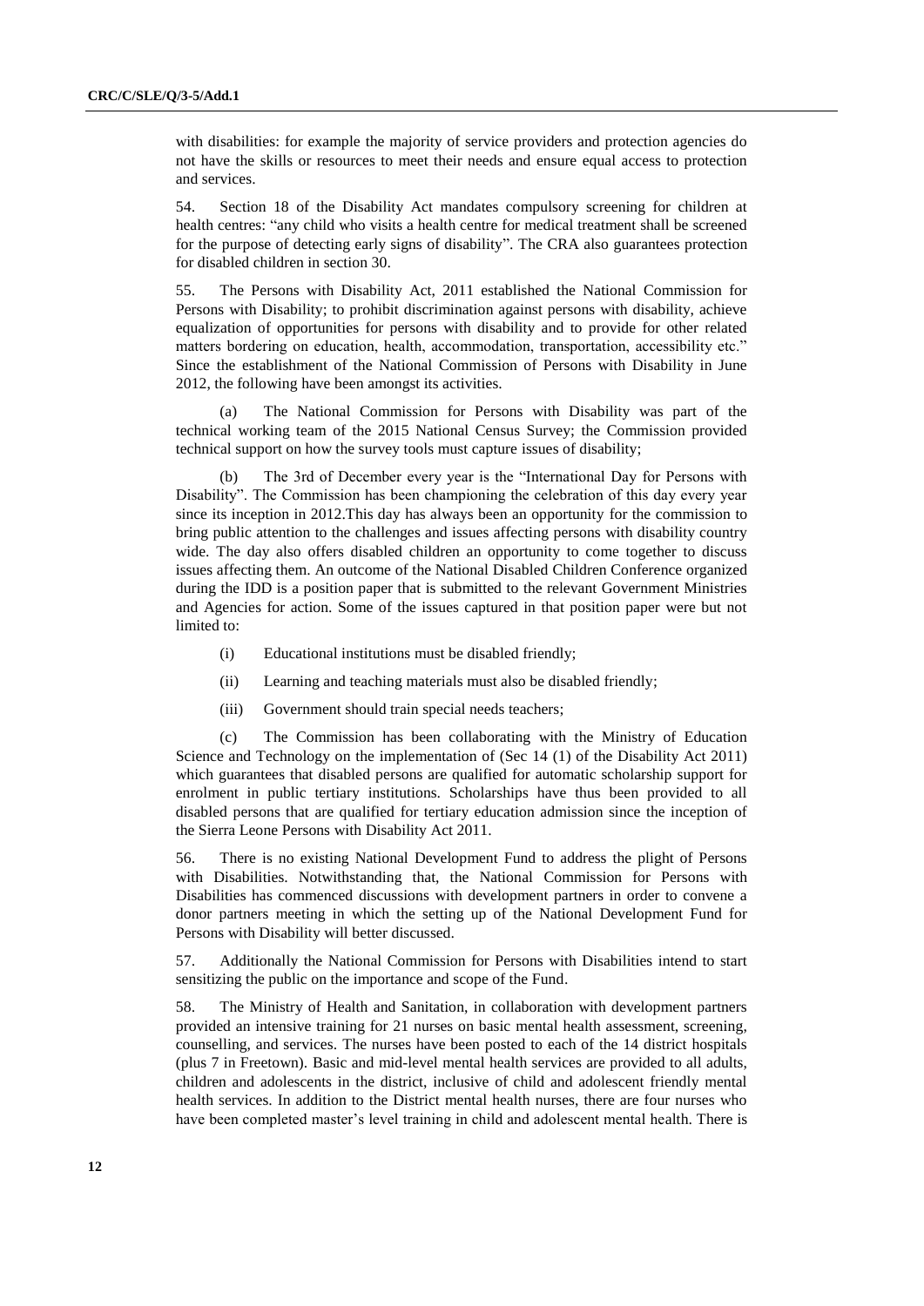with disabilities: for example the majority of service providers and protection agencies do not have the skills or resources to meet their needs and ensure equal access to protection and services.

54. Section 18 of the Disability Act mandates compulsory screening for children at health centres: "any child who visits a health centre for medical treatment shall be screened for the purpose of detecting early signs of disability". The CRA also guarantees protection for disabled children in section 30.

55. The Persons with Disability Act, 2011 established the National Commission for Persons with Disability; to prohibit discrimination against persons with disability, achieve equalization of opportunities for persons with disability and to provide for other related matters bordering on education, health, accommodation, transportation, accessibility etc." Since the establishment of the National Commission of Persons with Disability in June 2012, the following have been amongst its activities.

(a) The National Commission for Persons with Disability was part of the technical working team of the 2015 National Census Survey; the Commission provided technical support on how the survey tools must capture issues of disability;

(b) The 3rd of December every year is the "International Day for Persons with Disability". The Commission has been championing the celebration of this day every year since its inception in 2012.This day has always been an opportunity for the commission to bring public attention to the challenges and issues affecting persons with disability country wide. The day also offers disabled children an opportunity to come together to discuss issues affecting them. An outcome of the National Disabled Children Conference organized during the IDD is a position paper that is submitted to the relevant Government Ministries and Agencies for action. Some of the issues captured in that position paper were but not limited to:

(i) Educational institutions must be disabled friendly;

(ii) Learning and teaching materials must also be disabled friendly;

(iii) Government should train special needs teachers;

(c) The Commission has been collaborating with the Ministry of Education Science and Technology on the implementation of (Sec 14 (1) of the Disability Act 2011) which guarantees that disabled persons are qualified for automatic scholarship support for enrolment in public tertiary institutions. Scholarships have thus been provided to all disabled persons that are qualified for tertiary education admission since the inception of the Sierra Leone Persons with Disability Act 2011.

56. There is no existing National Development Fund to address the plight of Persons with Disabilities. Notwithstanding that, the National Commission for Persons with Disabilities has commenced discussions with development partners in order to convene a donor partners meeting in which the setting up of the National Development Fund for Persons with Disability will better discussed.

57. Additionally the National Commission for Persons with Disabilities intend to start sensitizing the public on the importance and scope of the Fund.

58. The Ministry of Health and Sanitation, in collaboration with development partners provided an intensive training for 21 nurses on basic mental health assessment, screening, counselling, and services. The nurses have been posted to each of the 14 district hospitals (plus 7 in Freetown). Basic and mid-level mental health services are provided to all adults, children and adolescents in the district, inclusive of child and adolescent friendly mental health services. In addition to the District mental health nurses, there are four nurses who have been completed master's level training in child and adolescent mental health. There is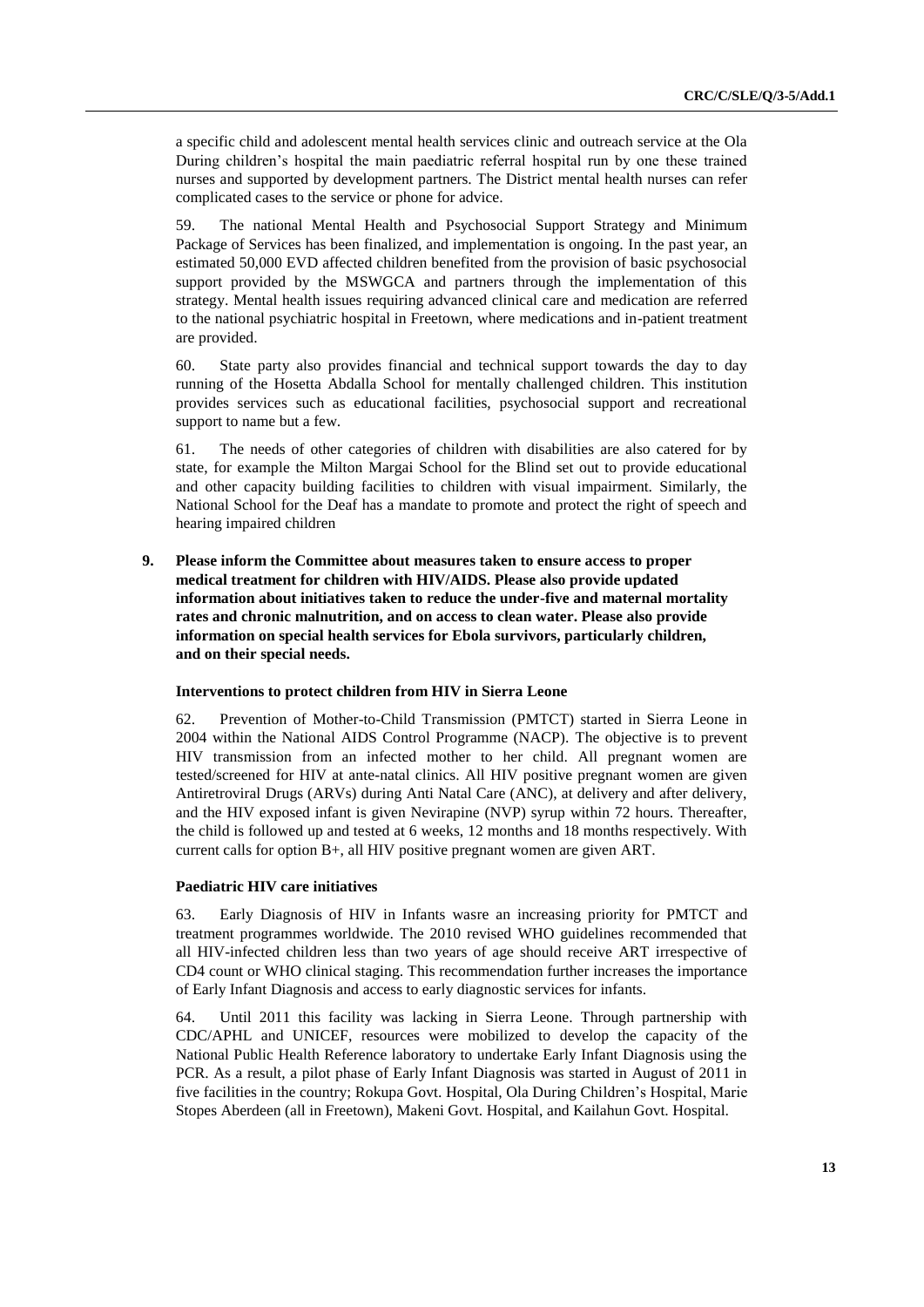a specific child and adolescent mental health services clinic and outreach service at the Ola During children's hospital the main paediatric referral hospital run by one these trained nurses and supported by development partners. The District mental health nurses can refer complicated cases to the service or phone for advice.

59. The national Mental Health and Psychosocial Support Strategy and Minimum Package of Services has been finalized, and implementation is ongoing. In the past year, an estimated 50,000 EVD affected children benefited from the provision of basic psychosocial support provided by the MSWGCA and partners through the implementation of this strategy. Mental health issues requiring advanced clinical care and medication are referred to the national psychiatric hospital in Freetown, where medications and in-patient treatment are provided.

60. State party also provides financial and technical support towards the day to day running of the Hosetta Abdalla School for mentally challenged children. This institution provides services such as educational facilities, psychosocial support and recreational support to name but a few.

61. The needs of other categories of children with disabilities are also catered for by state, for example the Milton Margai School for the Blind set out to provide educational and other capacity building facilities to children with visual impairment. Similarly, the National School for the Deaf has a mandate to promote and protect the right of speech and hearing impaired children

**9. Please inform the Committee about measures taken to ensure access to proper medical treatment for children with HIV/AIDS. Please also provide updated information about initiatives taken to reduce the under-five and maternal mortality rates and chronic malnutrition, and on access to clean water. Please also provide information on special health services for Ebola survivors, particularly children, and on their special needs.**

### Interventions to protect children from HIV in Sierra Leone

62. Prevention of Mother-to-Child Transmission (PMTCT) started in Sierra Leone in 2004 within the National AIDS Control Programme (NACP). The objective is to prevent HIV transmission from an infected mother to her child. All pregnant women are tested/screened for HIV at ante-natal clinics. All HIV positive pregnant women are given Antiretroviral Drugs (ARVs) during Anti Natal Care (ANC), at delivery and after delivery, and the HIV exposed infant is given Nevirapine (NVP) syrup within 72 hours. Thereafter, the child is followed up and tested at 6 weeks, 12 months and 18 months respectively. With current calls for option B+, all HIV positive pregnant women are given ART.

### Paediatric HIV care initiatives

63. Early Diagnosis of HIV in Infants wasre an increasing priority for PMTCT and treatment programmes worldwide. The 2010 revised WHO guidelines recommended that all HIV-infected children less than two years of age should receive ART irrespective of CD4 count or WHO clinical staging. This recommendation further increases the importance of Early Infant Diagnosis and access to early diagnostic services for infants.

64. Until 2011 this facility was lacking in Sierra Leone. Through partnership with CDC/APHL and UNICEF, resources were mobilized to develop the capacity of the National Public Health Reference laboratory to undertake Early Infant Diagnosis using the PCR. As a result, a pilot phase of Early Infant Diagnosis was started in August of 2011 in five facilities in the country; Rokupa Govt. Hospital, Ola During Children's Hospital, Marie Stopes Aberdeen (all in Freetown), Makeni Govt. Hospital, and Kailahun Govt. Hospital.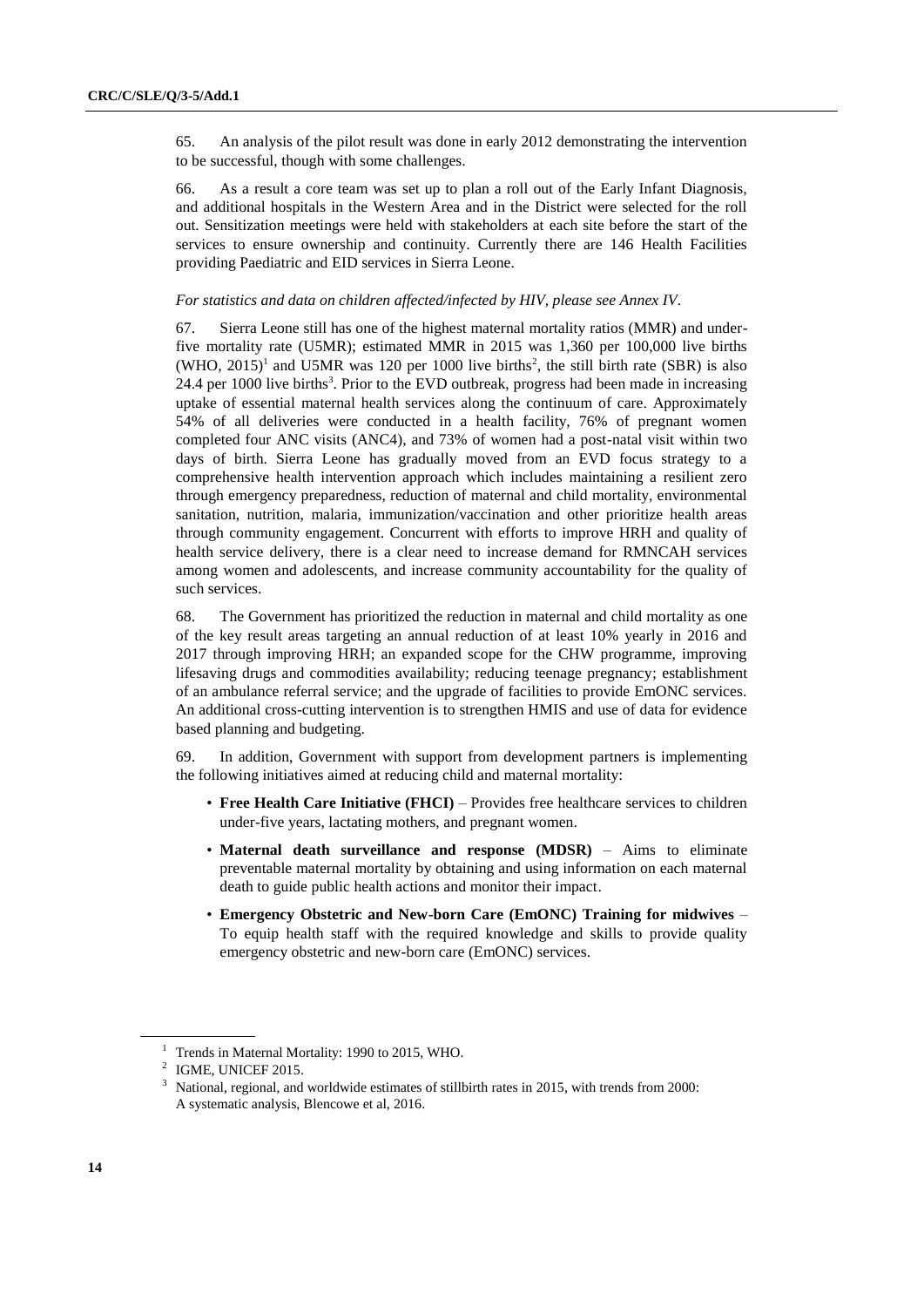65. An analysis of the pilot result was done in early 2012 demonstrating the intervention to be successful, though with some challenges.

66. As a result a core team was set up to plan a roll out of the Early Infant Diagnosis, and additional hospitals in the Western Area and in the District were selected for the roll out. Sensitization meetings were held with stakeholders at each site before the start of the services to ensure ownership and continuity. Currently there are 146 Health Facilities providing Paediatric and EID services in Sierra Leone.

*For statistics and data on children affected/infected by HIV, please see Annex IV.*

67. Sierra Leone still has one of the highest maternal mortality ratios (MMR) and under-five mortality rate (U5MR); estimated MMR in 2015 was 1,360 per 100,000 live births (WHO, 2015)[1] and U5MR was 120 per 1000 live births[2], the still birth rate (SBR) is also 24.4 per 1000 live births[3]. Prior to the EVD outbreak, progress had been made in increasing uptake of essential maternal health services along the continuum of care. Approximately 54% of all deliveries were conducted in a health facility, 76% of pregnant women completed four ANC visits (ANC4), and 73% of women had a post-natal visit within two days of birth. Sierra Leone has gradually moved from an EVD focus strategy to a comprehensive health intervention approach which includes maintaining a resilient zero through emergency preparedness, reduction of maternal and child mortality, environmental sanitation, nutrition, malaria, immunization/vaccination and other prioritize health areas through community engagement. Concurrent with efforts to improve HRH and quality of health service delivery, there is a clear need to increase demand for RMNCAH services among women and adolescents, and increase community accountability for the quality of such services.

68. The Government has prioritized the reduction in maternal and child mortality as one of the key result areas targeting an annual reduction of at least 10% yearly in 2016 and 2017 through improving HRH; an expanded scope for the CHW programme, improving lifesaving drugs and commodities availability; reducing teenage pregnancy; establishment of an ambulance referral service; and the upgrade of facilities to provide EmONC services. An additional cross-cutting intervention is to strengthen HMIS and use of data for evidence based planning and budgeting.

69. In addition, Government with support from development partners is implementing the following initiatives aimed at reducing child and maternal mortality:

- **Free Health Care Initiative (FHCI)** – Provides free healthcare services to children under-five years, lactating mothers, and pregnant women.
- **Maternal death surveillance and response (MDSR)** – Aims to eliminate preventable maternal mortality by obtaining and using information on each maternal death to guide public health actions and monitor their impact.
- **Emergency Obstetric and New-born Care (EmONC) Training for midwives** – To equip health staff with the required knowledge and skills to provide quality emergency obstetric and new-born care (EmONC) services.

---

[1] Trends in Maternal Mortality: 1990 to 2015, WHO.

[2] IGME, UNICEF 2015.

[3] National, regional, and worldwide estimates of stillbirth rates in 2015, with trends from 2000: A systematic analysis, Blencowe et al, 2016.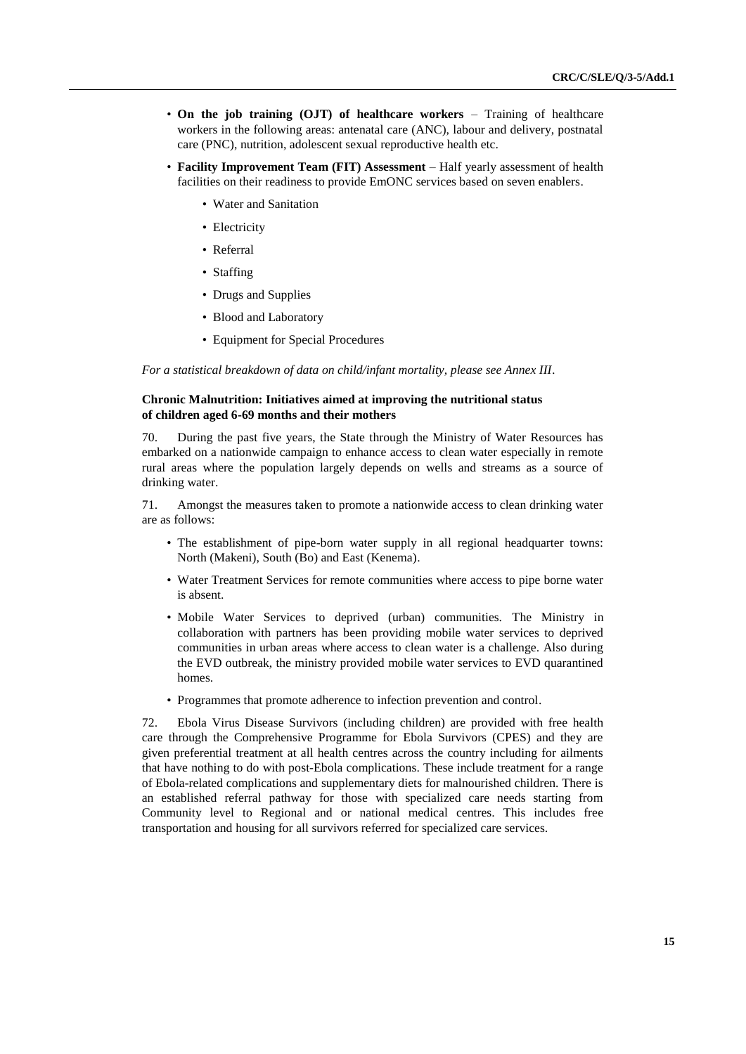- **On the job training (OJT) of healthcare workers** – Training of healthcare workers in the following areas: antenatal care (ANC), labour and delivery, postnatal care (PNC), nutrition, adolescent sexual reproductive health etc.
- **Facility Improvement Team (FIT) Assessment** – Half yearly assessment of health facilities on their readiness to provide EmONC services based on seven enablers.
    - Water and Sanitation
    - Electricity
    - Referral
    - Staffing
    - Drugs and Supplies
    - Blood and Laboratory
    - Equipment for Special Procedures

*For a statistical breakdown of data on child/infant mortality, please see Annex III*.

**Chronic Malnutrition: Initiatives aimed at improving the nutritional status of children aged 6-69 months and their mothers**

70. During the past five years, the State through the Ministry of Water Resources has embarked on a nationwide campaign to enhance access to clean water especially in remote rural areas where the population largely depends on wells and streams as a source of drinking water.

71. Amongst the measures taken to promote a nationwide access to clean drinking water are as follows:

- The establishment of pipe-born water supply in all regional headquarter towns: North (Makeni), South (Bo) and East (Kenema).
- Water Treatment Services for remote communities where access to pipe borne water is absent.
- Mobile Water Services to deprived (urban) communities. The Ministry in collaboration with partners has been providing mobile water services to deprived communities in urban areas where access to clean water is a challenge. Also during the EVD outbreak, the ministry provided mobile water services to EVD quarantined homes.
- Programmes that promote adherence to infection prevention and control.

72. Ebola Virus Disease Survivors (including children) are provided with free health care through the Comprehensive Programme for Ebola Survivors (CPES) and they are given preferential treatment at all health centres across the country including for ailments that have nothing to do with post-Ebola complications. These include treatment for a range of Ebola-related complications and supplementary diets for malnourished children. There is an established referral pathway for those with specialized care needs starting from Community level to Regional and or national medical centres. This includes free transportation and housing for all survivors referred for specialized care services.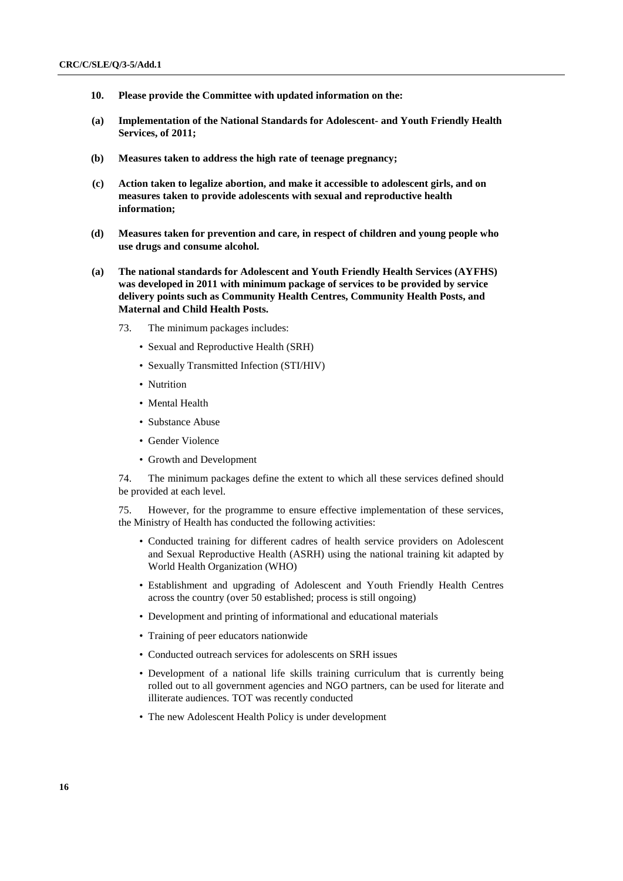**10. Please provide the Committee with updated information on the:**

**(a) Implementation of the National Standards for Adolescent- and Youth Friendly Health Services, of 2011;**

**(b) Measures taken to address the high rate of teenage pregnancy;**

**(c) Action taken to legalize abortion, and make it accessible to adolescent girls, and on measures taken to provide adolescents with sexual and reproductive health information;**

**(d) Measures taken for prevention and care, in respect of children and young people who use drugs and consume alcohol.**

**(a) The national standards for Adolescent and Youth Friendly Health Services (AYFHS) was developed in 2011 with minimum package of services to be provided by service delivery points such as Community Health Centres, Community Health Posts, and Maternal and Child Health Posts.**

73. The minimum packages includes:

- Sexual and Reproductive Health (SRH)
- Sexually Transmitted Infection (STI/HIV)
- Nutrition
- Mental Health
- Substance Abuse
- Gender Violence
- Growth and Development

74. The minimum packages define the extent to which all these services defined should be provided at each level.

75. However, for the programme to ensure effective implementation of these services, the Ministry of Health has conducted the following activities:

- Conducted training for different cadres of health service providers on Adolescent and Sexual Reproductive Health (ASRH) using the national training kit adapted by World Health Organization (WHO)
- Establishment and upgrading of Adolescent and Youth Friendly Health Centres across the country (over 50 established; process is still ongoing)
- Development and printing of informational and educational materials
- Training of peer educators nationwide
- Conducted outreach services for adolescents on SRH issues
- Development of a national life skills training curriculum that is currently being rolled out to all government agencies and NGO partners, can be used for literate and illiterate audiences. TOT was recently conducted
- The new Adolescent Health Policy is under development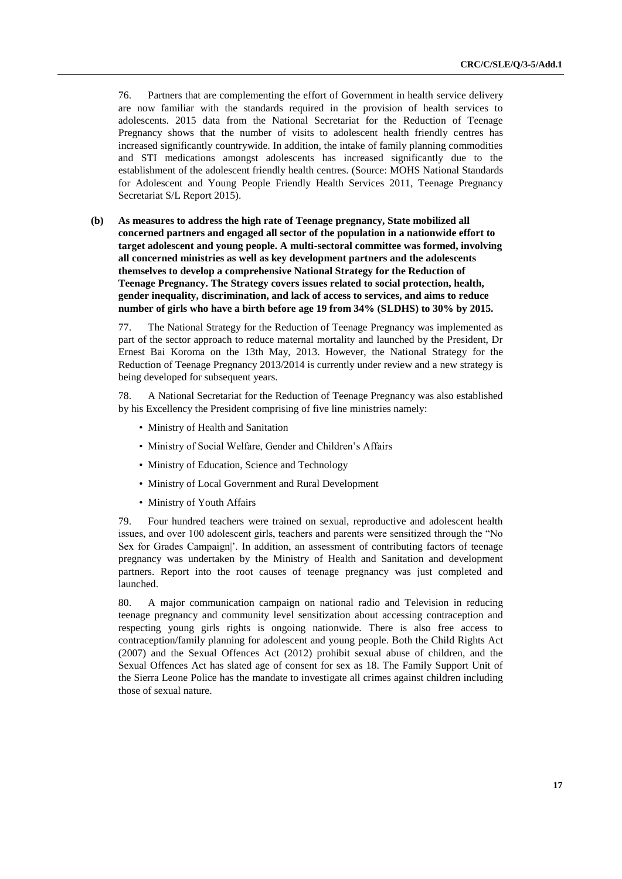76. Partners that are complementing the effort of Government in health service delivery are now familiar with the standards required in the provision of health services to adolescents. 2015 data from the National Secretariat for the Reduction of Teenage Pregnancy shows that the number of visits to adolescent health friendly centres has increased significantly countrywide. In addition, the intake of family planning commodities and STI medications amongst adolescents has increased significantly due to the establishment of the adolescent friendly health centres. (Source: MOHS National Standards for Adolescent and Young People Friendly Health Services 2011, Teenage Pregnancy Secretariat S/L Report 2015).

**(b) As measures to address the high rate of Teenage pregnancy, State mobilized all concerned partners and engaged all sector of the population in a nationwide effort to target adolescent and young people. A multi-sectoral committee was formed, involving all concerned ministries as well as key development partners and the adolescents themselves to develop a comprehensive National Strategy for the Reduction of Teenage Pregnancy. The Strategy covers issues related to social protection, health, gender inequality, discrimination, and lack of access to services, and aims to reduce number of girls who have a birth before age 19 from 34% (SLDHS) to 30% by 2015.**

77. The National Strategy for the Reduction of Teenage Pregnancy was implemented as part of the sector approach to reduce maternal mortality and launched by the President, Dr Ernest Bai Koroma on the 13th May, 2013. However, the National Strategy for the Reduction of Teenage Pregnancy 2013/2014 is currently under review and a new strategy is being developed for subsequent years.

78. A National Secretariat for the Reduction of Teenage Pregnancy was also established by his Excellency the President comprising of five line ministries namely:

- Ministry of Health and Sanitation
- Ministry of Social Welfare, Gender and Children's Affairs
- Ministry of Education, Science and Technology
- Ministry of Local Government and Rural Development
- Ministry of Youth Affairs

79. Four hundred teachers were trained on sexual, reproductive and adolescent health issues, and over 100 adolescent girls, teachers and parents were sensitized through the "No Sex for Grades Campaign|'. In addition, an assessment of contributing factors of teenage pregnancy was undertaken by the Ministry of Health and Sanitation and development partners. Report into the root causes of teenage pregnancy was just completed and launched.

80. A major communication campaign on national radio and Television in reducing teenage pregnancy and community level sensitization about accessing contraception and respecting young girls rights is ongoing nationwide. There is also free access to contraception/family planning for adolescent and young people. Both the Child Rights Act (2007) and the Sexual Offences Act (2012) prohibit sexual abuse of children, and the Sexual Offences Act has slated age of consent for sex as 18. The Family Support Unit of the Sierra Leone Police has the mandate to investigate all crimes against children including those of sexual nature.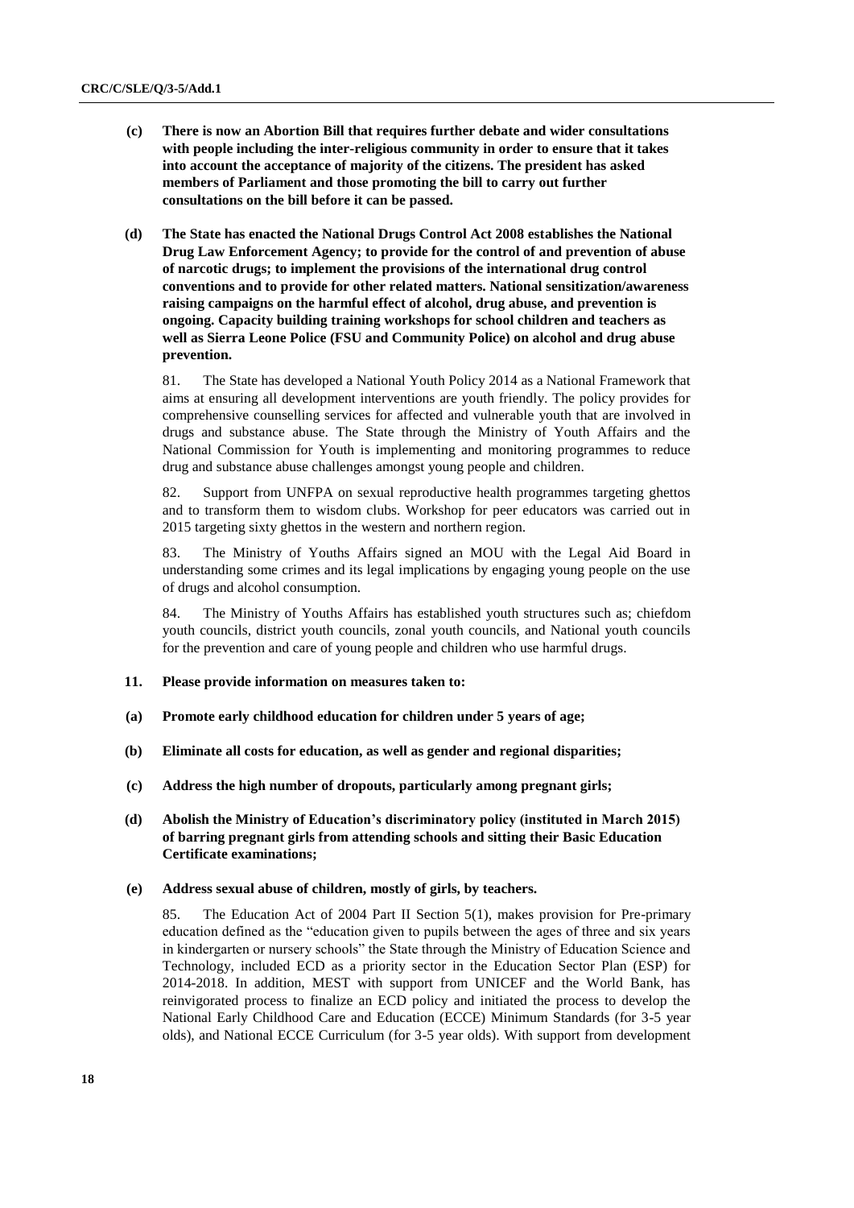**(c) There is now an Abortion Bill that requires further debate and wider consultations with people including the inter-religious community in order to ensure that it takes into account the acceptance of majority of the citizens. The president has asked members of Parliament and those promoting the bill to carry out further consultations on the bill before it can be passed.**

**(d) The State has enacted the National Drugs Control Act 2008 establishes the National Drug Law Enforcement Agency; to provide for the control of and prevention of abuse of narcotic drugs; to implement the provisions of the international drug control conventions and to provide for other related matters. National sensitization/awareness raising campaigns on the harmful effect of alcohol, drug abuse, and prevention is ongoing. Capacity building training workshops for school children and teachers as well as Sierra Leone Police (FSU and Community Police) on alcohol and drug abuse prevention.**

81. The State has developed a National Youth Policy 2014 as a National Framework that aims at ensuring all development interventions are youth friendly. The policy provides for comprehensive counselling services for affected and vulnerable youth that are involved in drugs and substance abuse. The State through the Ministry of Youth Affairs and the National Commission for Youth is implementing and monitoring programmes to reduce drug and substance abuse challenges amongst young people and children.

82. Support from UNFPA on sexual reproductive health programmes targeting ghettos and to transform them to wisdom clubs. Workshop for peer educators was carried out in 2015 targeting sixty ghettos in the western and northern region.

83. The Ministry of Youths Affairs signed an MOU with the Legal Aid Board in understanding some crimes and its legal implications by engaging young people on the use of drugs and alcohol consumption.

84. The Ministry of Youths Affairs has established youth structures such as; chiefdom youth councils, district youth councils, zonal youth councils, and National youth councils for the prevention and care of young people and children who use harmful drugs.

**11. Please provide information on measures taken to:**

**(a) Promote early childhood education for children under 5 years of age;**

**(b) Eliminate all costs for education, as well as gender and regional disparities;**

**(c) Address the high number of dropouts, particularly among pregnant girls;**

**(d) Abolish the Ministry of Education's discriminatory policy (instituted in March 2015) of barring pregnant girls from attending schools and sitting their Basic Education Certificate examinations;**

**(e) Address sexual abuse of children, mostly of girls, by teachers.**

85. The Education Act of 2004 Part II Section 5(1), makes provision for Pre-primary education defined as the "education given to pupils between the ages of three and six years in kindergarten or nursery schools" the State through the Ministry of Education Science and Technology, included ECD as a priority sector in the Education Sector Plan (ESP) for 2014-2018. In addition, MEST with support from UNICEF and the World Bank, has reinvigorated process to finalize an ECD policy and initiated the process to develop the National Early Childhood Care and Education (ECCE) Minimum Standards (for 3-5 year olds), and National ECCE Curriculum (for 3-5 year olds). With support from development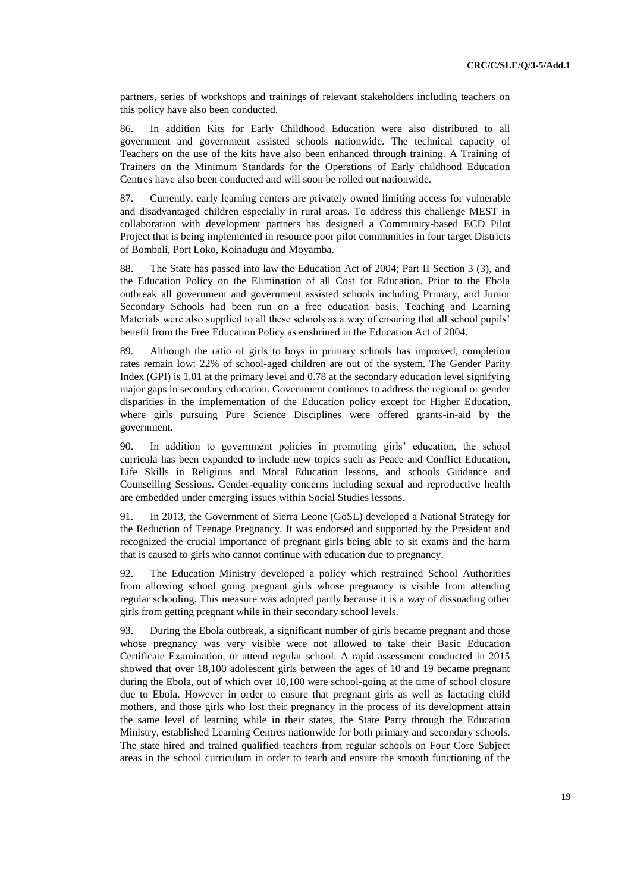partners, series of workshops and trainings of relevant stakeholders including teachers on this policy have also been conducted.

86. In addition Kits for Early Childhood Education were also distributed to all government and government assisted schools nationwide. The technical capacity of Teachers on the use of the kits have also been enhanced through training. A Training of Trainers on the Minimum Standards for the Operations of Early childhood Education Centres have also been conducted and will soon be rolled out nationwide.

87. Currently, early learning centers are privately owned limiting access for vulnerable and disadvantaged children especially in rural areas. To address this challenge MEST in collaboration with development partners has designed a Community-based ECD Pilot Project that is being implemented in resource poor pilot communities in four target Districts of Bombali, Port Loko, Koinadugu and Moyamba.

88. The State has passed into law the Education Act of 2004; Part II Section 3 (3), and the Education Policy on the Elimination of all Cost for Education. Prior to the Ebola outbreak all government and government assisted schools including Primary, and Junior Secondary Schools had been run on a free education basis. Teaching and Learning Materials were also supplied to all these schools as a way of ensuring that all school pupils' benefit from the Free Education Policy as enshrined in the Education Act of 2004.

89. Although the ratio of girls to boys in primary schools has improved, completion rates remain low: 22% of school-aged children are out of the system. The Gender Parity Index (GPI) is 1.01 at the primary level and 0.78 at the secondary education level signifying major gaps in secondary education. Government continues to address the regional or gender disparities in the implementation of the Education policy except for Higher Education, where girls pursuing Pure Science Disciplines were offered grants-in-aid by the government.

90. In addition to government policies in promoting girls' education, the school curricula has been expanded to include new topics such as Peace and Conflict Education, Life Skills in Religious and Moral Education lessons, and schools Guidance and Counselling Sessions. Gender-equality concerns including sexual and reproductive health are embedded under emerging issues within Social Studies lessons.

91. In 2013, the Government of Sierra Leone (GoSL) developed a National Strategy for the Reduction of Teenage Pregnancy. It was endorsed and supported by the President and recognized the crucial importance of pregnant girls being able to sit exams and the harm that is caused to girls who cannot continue with education due to pregnancy.

92. The Education Ministry developed a policy which restrained School Authorities from allowing school going pregnant girls whose pregnancy is visible from attending regular schooling. This measure was adopted partly because it is a way of dissuading other girls from getting pregnant while in their secondary school levels.

93. During the Ebola outbreak, a significant number of girls became pregnant and those whose pregnancy was very visible were not allowed to take their Basic Education Certificate Examination, or attend regular school. A rapid assessment conducted in 2015 showed that over 18,100 adolescent girls between the ages of 10 and 19 became pregnant during the Ebola, out of which over 10,100 were school-going at the time of school closure due to Ebola. However in order to ensure that pregnant girls as well as lactating child mothers, and those girls who lost their pregnancy in the process of its development attain the same level of learning while in their states, the State Party through the Education Ministry, established Learning Centres nationwide for both primary and secondary schools. The state hired and trained qualified teachers from regular schools on Four Core Subject areas in the school curriculum in order to teach and ensure the smooth functioning of the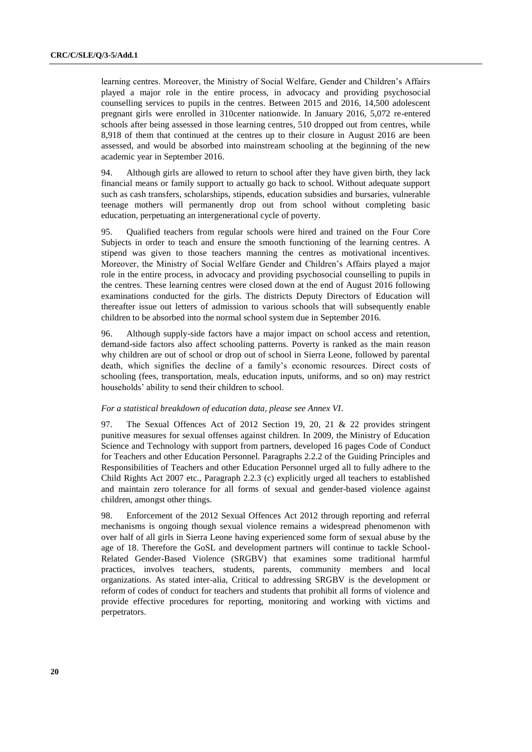learning centres. Moreover, the Ministry of Social Welfare, Gender and Children's Affairs played a major role in the entire process, in advocacy and providing psychosocial counselling services to pupils in the centres. Between 2015 and 2016, 14,500 adolescent pregnant girls were enrolled in 310center nationwide. In January 2016, 5,072 re-entered schools after being assessed in those learning centres, 510 dropped out from centres, while 8,918 of them that continued at the centres up to their closure in August 2016 are been assessed, and would be absorbed into mainstream schooling at the beginning of the new academic year in September 2016.

94. Although girls are allowed to return to school after they have given birth, they lack financial means or family support to actually go back to school. Without adequate support such as cash transfers, scholarships, stipends, education subsidies and bursaries, vulnerable teenage mothers will permanently drop out from school without completing basic education, perpetuating an intergenerational cycle of poverty.

95. Qualified teachers from regular schools were hired and trained on the Four Core Subjects in order to teach and ensure the smooth functioning of the learning centres. A stipend was given to those teachers manning the centres as motivational incentives. Moreover, the Ministry of Social Welfare Gender and Children's Affairs played a major role in the entire process, in advocacy and providing psychosocial counselling to pupils in the centres. These learning centres were closed down at the end of August 2016 following examinations conducted for the girls. The districts Deputy Directors of Education will thereafter issue out letters of admission to various schools that will subsequently enable children to be absorbed into the normal school system due in September 2016.

96. Although supply-side factors have a major impact on school access and retention, demand-side factors also affect schooling patterns. Poverty is ranked as the main reason why children are out of school or drop out of school in Sierra Leone, followed by parental death, which signifies the decline of a family's economic resources. Direct costs of schooling (fees, transportation, meals, education inputs, uniforms, and so on) may restrict households' ability to send their children to school.

*For a statistical breakdown of education data, please see Annex VI.*

97. The Sexual Offences Act of 2012 Section 19, 20, 21 & 22 provides stringent punitive measures for sexual offenses against children. In 2009, the Ministry of Education Science and Technology with support from partners, developed 16 pages Code of Conduct for Teachers and other Education Personnel. Paragraphs 2.2.2 of the Guiding Principles and Responsibilities of Teachers and other Education Personnel urged all to fully adhere to the Child Rights Act 2007 etc., Paragraph 2.2.3 (c) explicitly urged all teachers to established and maintain zero tolerance for all forms of sexual and gender-based violence against children, amongst other things.

98. Enforcement of the 2012 Sexual Offences Act 2012 through reporting and referral mechanisms is ongoing though sexual violence remains a widespread phenomenon with over half of all girls in Sierra Leone having experienced some form of sexual abuse by the age of 18. Therefore the GoSL and development partners will continue to tackle School-Related Gender-Based Violence (SRGBV) that examines some traditional harmful practices, involves teachers, students, parents, community members and local organizations. As stated inter-alia, Critical to addressing SRGBV is the development or reform of codes of conduct for teachers and students that prohibit all forms of violence and provide effective procedures for reporting, monitoring and working with victims and perpetrators.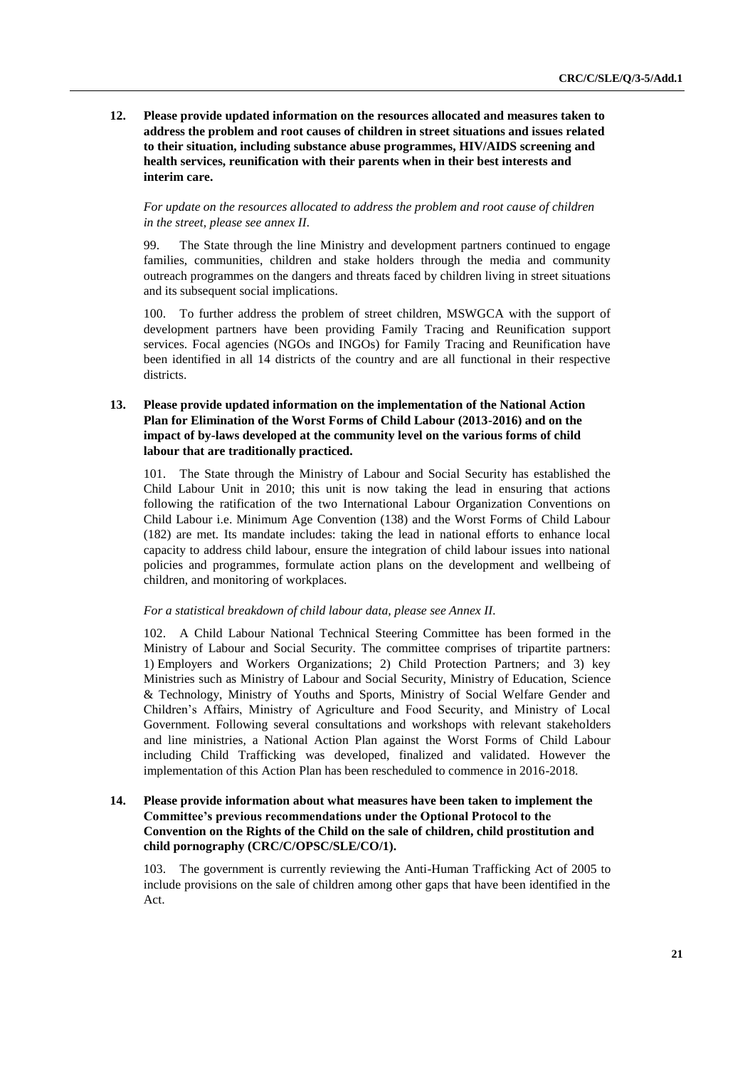**12. Please provide updated information on the resources allocated and measures taken to address the problem and root causes of children in street situations and issues related to their situation, including substance abuse programmes, HIV/AIDS screening and health services, reunification with their parents when in their best interests and interim care.**

*For update on the resources allocated to address the problem and root cause of children in the street, please see annex II.*

99. The State through the line Ministry and development partners continued to engage families, communities, children and stake holders through the media and community outreach programmes on the dangers and threats faced by children living in street situations and its subsequent social implications.

100. To further address the problem of street children, MSWGCA with the support of development partners have been providing Family Tracing and Reunification support services. Focal agencies (NGOs and INGOs) for Family Tracing and Reunification have been identified in all 14 districts of the country and are all functional in their respective districts.

**13. Please provide updated information on the implementation of the National Action Plan for Elimination of the Worst Forms of Child Labour (2013-2016) and on the impact of by-laws developed at the community level on the various forms of child labour that are traditionally practiced.**

101. The State through the Ministry of Labour and Social Security has established the Child Labour Unit in 2010; this unit is now taking the lead in ensuring that actions following the ratification of the two International Labour Organization Conventions on Child Labour i.e. Minimum Age Convention (138) and the Worst Forms of Child Labour (182) are met. Its mandate includes: taking the lead in national efforts to enhance local capacity to address child labour, ensure the integration of child labour issues into national policies and programmes, formulate action plans on the development and wellbeing of children, and monitoring of workplaces.

*For a statistical breakdown of child labour data, please see Annex II.*

102. A Child Labour National Technical Steering Committee has been formed in the Ministry of Labour and Social Security. The committee comprises of tripartite partners: 1) Employers and Workers Organizations; 2) Child Protection Partners; and 3) key Ministries such as Ministry of Labour and Social Security, Ministry of Education, Science & Technology, Ministry of Youths and Sports, Ministry of Social Welfare Gender and Children's Affairs, Ministry of Agriculture and Food Security, and Ministry of Local Government. Following several consultations and workshops with relevant stakeholders and line ministries, a National Action Plan against the Worst Forms of Child Labour including Child Trafficking was developed, finalized and validated. However the implementation of this Action Plan has been rescheduled to commence in 2016-2018.

**14. Please provide information about what measures have been taken to implement the Committee's previous recommendations under the Optional Protocol to the Convention on the Rights of the Child on the sale of children, child prostitution and child pornography (CRC/C/OPSC/SLE/CO/1).**

103. The government is currently reviewing the Anti-Human Trafficking Act of 2005 to include provisions on the sale of children among other gaps that have been identified in the Act.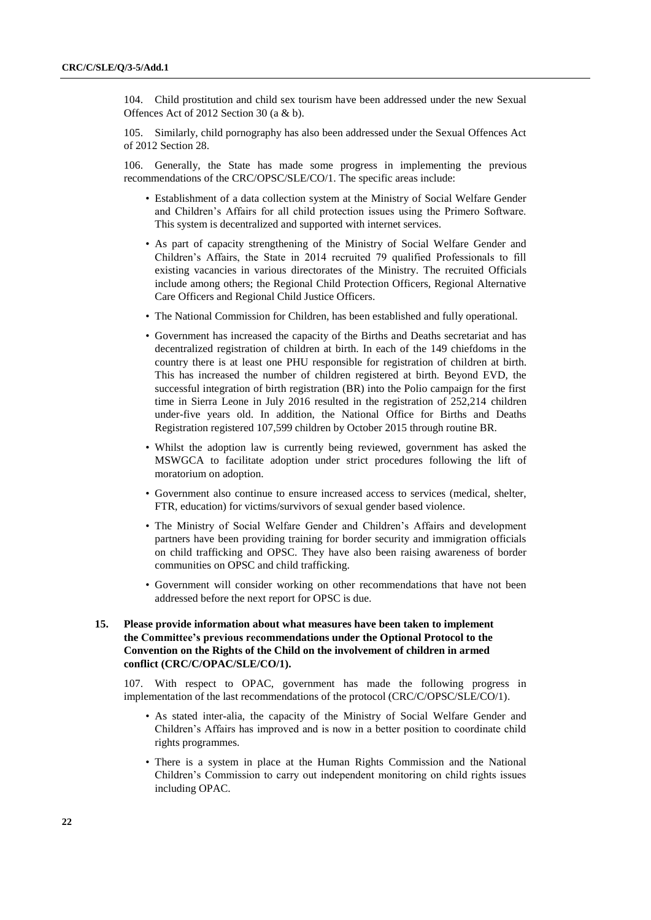104. Child prostitution and child sex tourism have been addressed under the new Sexual Offences Act of 2012 Section 30 (a & b).

105. Similarly, child pornography has also been addressed under the Sexual Offences Act of 2012 Section 28.

106. Generally, the State has made some progress in implementing the previous recommendations of the CRC/OPSC/SLE/CO/1. The specific areas include:

- Establishment of a data collection system at the Ministry of Social Welfare Gender and Children's Affairs for all child protection issues using the Primero Software. This system is decentralized and supported with internet services.
- As part of capacity strengthening of the Ministry of Social Welfare Gender and Children's Affairs, the State in 2014 recruited 79 qualified Professionals to fill existing vacancies in various directorates of the Ministry. The recruited Officials include among others; the Regional Child Protection Officers, Regional Alternative Care Officers and Regional Child Justice Officers.
- The National Commission for Children, has been established and fully operational.
- Government has increased the capacity of the Births and Deaths secretariat and has decentralized registration of children at birth. In each of the 149 chiefdoms in the country there is at least one PHU responsible for registration of children at birth. This has increased the number of children registered at birth. Beyond EVD, the successful integration of birth registration (BR) into the Polio campaign for the first time in Sierra Leone in July 2016 resulted in the registration of 252,214 children under-five years old. In addition, the National Office for Births and Deaths Registration registered 107,599 children by October 2015 through routine BR.
- Whilst the adoption law is currently being reviewed, government has asked the MSWGCA to facilitate adoption under strict procedures following the lift of moratorium on adoption.
- Government also continue to ensure increased access to services (medical, shelter, FTR, education) for victims/survivors of sexual gender based violence.
- The Ministry of Social Welfare Gender and Children's Affairs and development partners have been providing training for border security and immigration officials on child trafficking and OPSC. They have also been raising awareness of border communities on OPSC and child trafficking.
- Government will consider working on other recommendations that have not been addressed before the next report for OPSC is due.

**15. Please provide information about what measures have been taken to implement the Committee's previous recommendations under the Optional Protocol to the Convention on the Rights of the Child on the involvement of children in armed conflict (CRC/C/OPAC/SLE/CO/1).**

107. With respect to OPAC, government has made the following progress in implementation of the last recommendations of the protocol (CRC/C/OPSC/SLE/CO/1).

- As stated inter-alia, the capacity of the Ministry of Social Welfare Gender and Children's Affairs has improved and is now in a better position to coordinate child rights programmes.
- There is a system in place at the Human Rights Commission and the National Children's Commission to carry out independent monitoring on child rights issues including OPAC.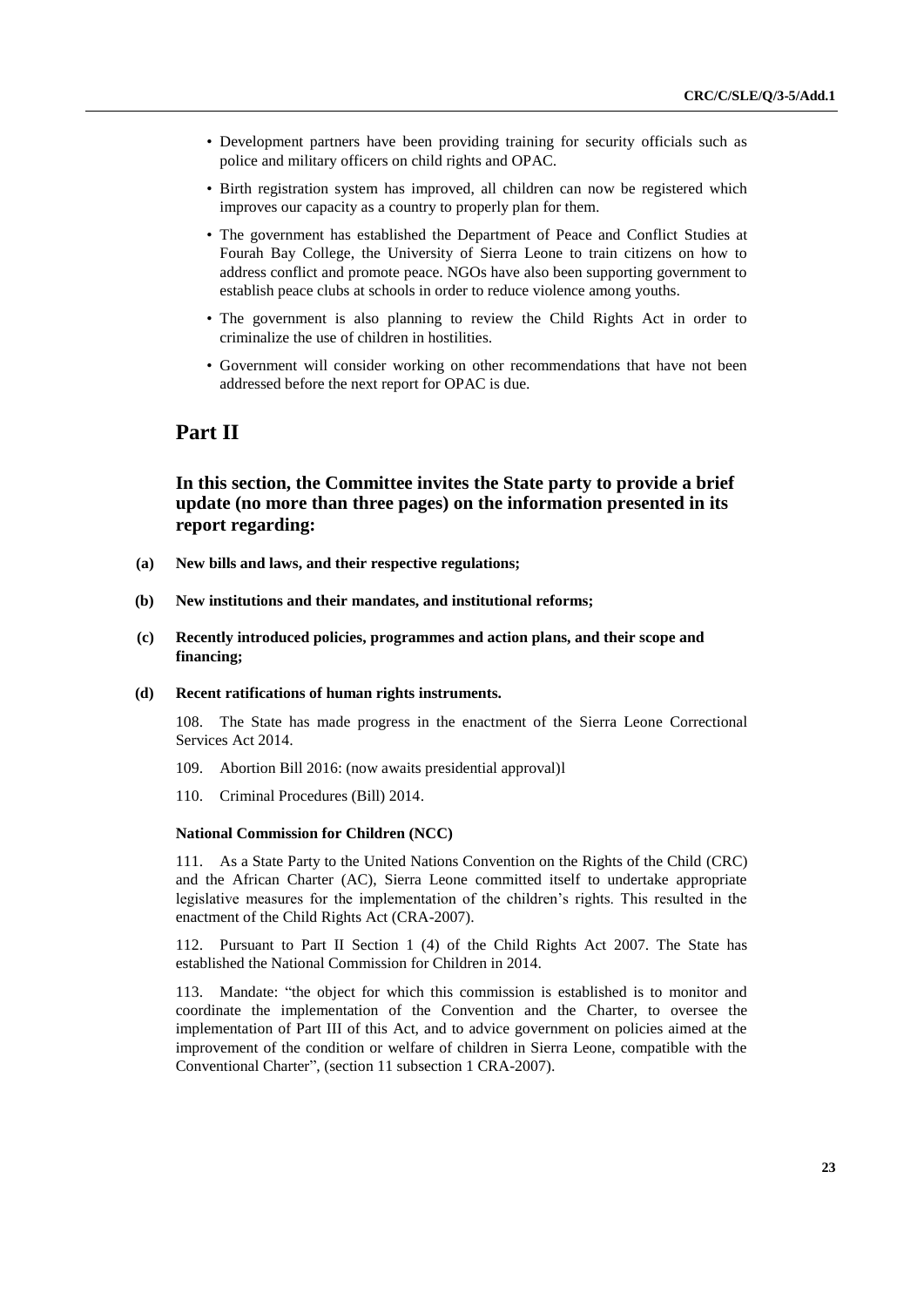- Development partners have been providing training for security officials such as police and military officers on child rights and OPAC.
- Birth registration system has improved, all children can now be registered which improves our capacity as a country to properly plan for them.
- The government has established the Department of Peace and Conflict Studies at Fourah Bay College, the University of Sierra Leone to train citizens on how to address conflict and promote peace. NGOs have also been supporting government to establish peace clubs at schools in order to reduce violence among youths.
- The government is also planning to review the Child Rights Act in order to criminalize the use of children in hostilities.
- Government will consider working on other recommendations that have not been addressed before the next report for OPAC is due.

# Part II

## In this section, the Committee invites the State party to provide a brief update (no more than three pages) on the information presented in its report regarding:

**(a) New bills and laws, and their respective regulations;**

**(b) New institutions and their mandates, and institutional reforms;**

**(c) Recently introduced policies, programmes and action plans, and their scope and financing;**

**(d) Recent ratifications of human rights instruments.**

108. The State has made progress in the enactment of the Sierra Leone Correctional Services Act 2014.

109. Abortion Bill 2016: (now awaits presidential approval)l

110. Criminal Procedures (Bill) 2014.

**National Commission for Children (NCC)**

111. As a State Party to the United Nations Convention on the Rights of the Child (CRC) and the African Charter (AC), Sierra Leone committed itself to undertake appropriate legislative measures for the implementation of the children's rights. This resulted in the enactment of the Child Rights Act (CRA-2007).

112. Pursuant to Part II Section 1 (4) of the Child Rights Act 2007. The State has established the National Commission for Children in 2014.

113. Mandate: "the object for which this commission is established is to monitor and coordinate the implementation of the Convention and the Charter, to oversee the implementation of Part III of this Act, and to advice government on policies aimed at the improvement of the condition or welfare of children in Sierra Leone, compatible with the Conventional Charter", (section 11 subsection 1 CRA-2007).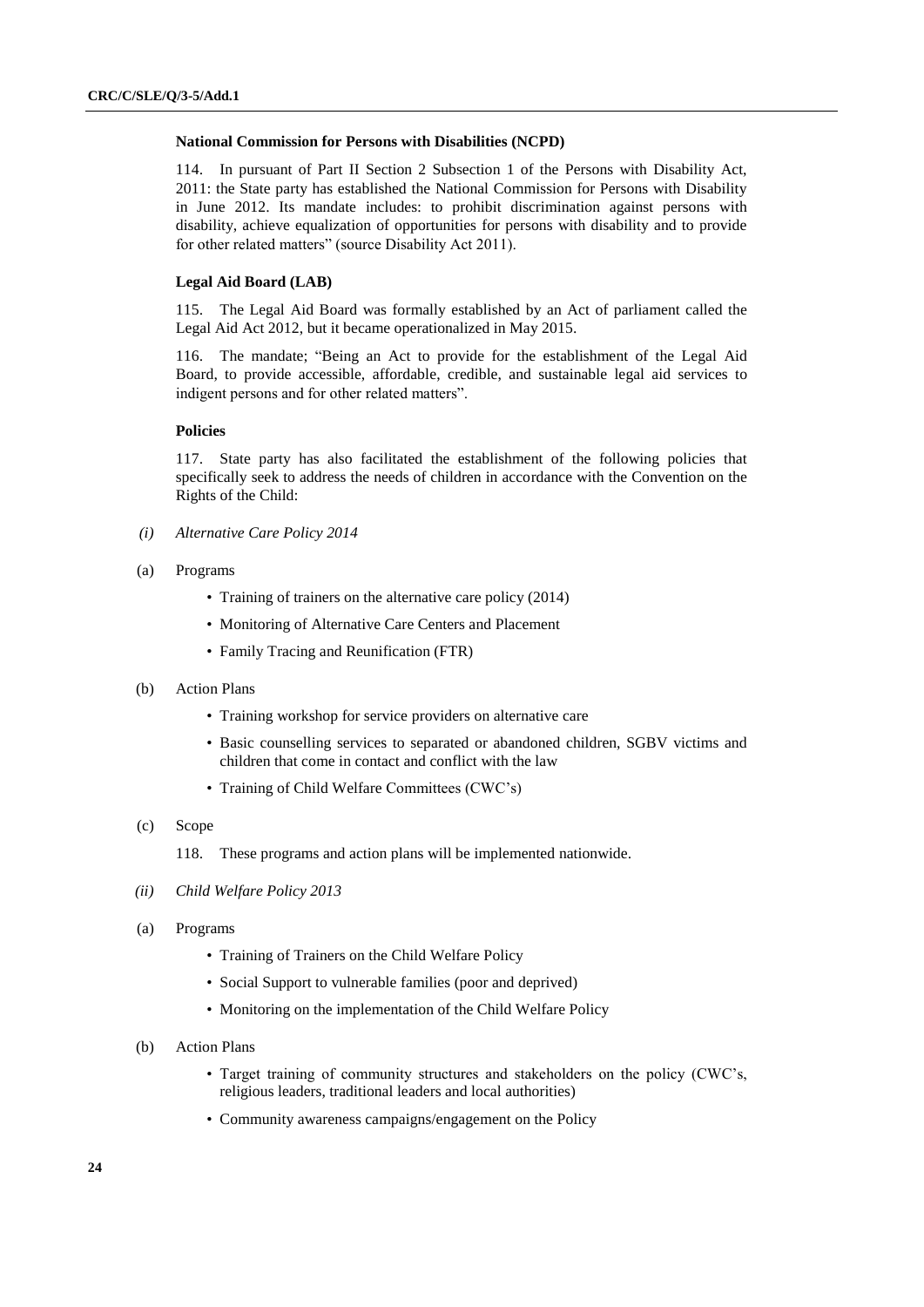### National Commission for Persons with Disabilities (NCPD)

114. In pursuant of Part II Section 2 Subsection 1 of the Persons with Disability Act, 2011: the State party has established the National Commission for Persons with Disability in June 2012. Its mandate includes: to prohibit discrimination against persons with disability, achieve equalization of opportunities for persons with disability and to provide for other related matters" (source Disability Act 2011).

### Legal Aid Board (LAB)

115. The Legal Aid Board was formally established by an Act of parliament called the Legal Aid Act 2012, but it became operationalized in May 2015.

116. The mandate; "Being an Act to provide for the establishment of the Legal Aid Board, to provide accessible, affordable, credible, and sustainable legal aid services to indigent persons and for other related matters".

### Policies

117. State party has also facilitated the establishment of the following policies that specifically seek to address the needs of children in accordance with the Convention on the Rights of the Child:

(i) *Alternative Care Policy 2014*

(a) Programs

- Training of trainers on the alternative care policy (2014)
- Monitoring of Alternative Care Centers and Placement
- Family Tracing and Reunification (FTR)

(b) Action Plans

- Training workshop for service providers on alternative care
- Basic counselling services to separated or abandoned children, SGBV victims and children that come in contact and conflict with the law
- Training of Child Welfare Committees (CWC's)

(c) Scope

118. These programs and action plans will be implemented nationwide.

(ii) *Child Welfare Policy 2013*

(a) Programs

- Training of Trainers on the Child Welfare Policy
- Social Support to vulnerable families (poor and deprived)
- Monitoring on the implementation of the Child Welfare Policy

(b) Action Plans

- Target training of community structures and stakeholders on the policy (CWC's, religious leaders, traditional leaders and local authorities)
- Community awareness campaigns/engagement on the Policy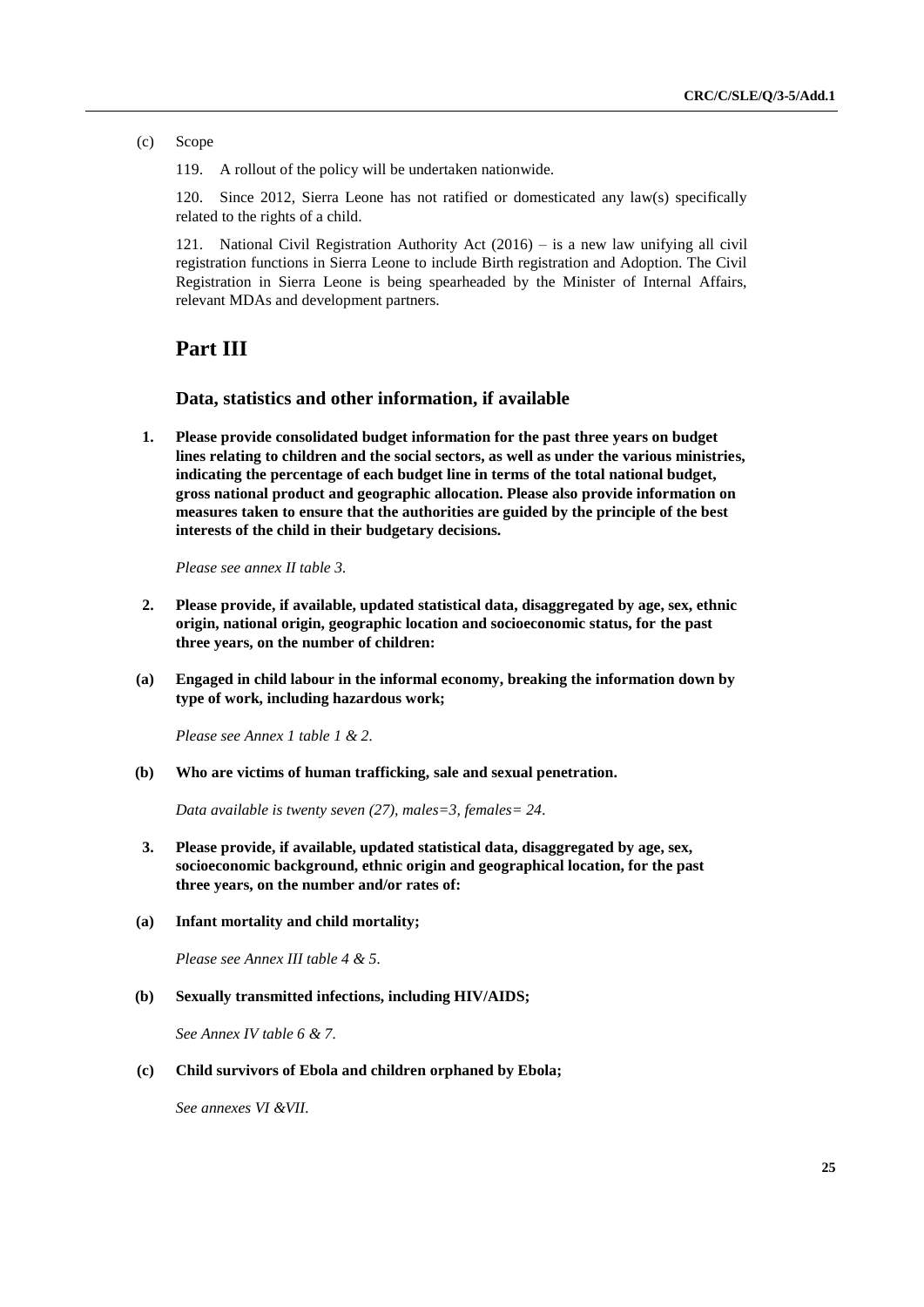(c) Scope

119. A rollout of the policy will be undertaken nationwide.

120. Since 2012, Sierra Leone has not ratified or domesticated any law(s) specifically related to the rights of a child.

121. National Civil Registration Authority Act (2016) – is a new law unifying all civil registration functions in Sierra Leone to include Birth registration and Adoption. The Civil Registration in Sierra Leone is being spearheaded by the Minister of Internal Affairs, relevant MDAs and development partners.

# Part III

## Data, statistics and other information, if available

**1. Please provide consolidated budget information for the past three years on budget lines relating to children and the social sectors, as well as under the various ministries, indicating the percentage of each budget line in terms of the total national budget, gross national product and geographic allocation. Please also provide information on measures taken to ensure that the authorities are guided by the principle of the best interests of the child in their budgetary decisions.**

*Please see annex II table 3.*

**2. Please provide, if available, updated statistical data, disaggregated by age, sex, ethnic origin, national origin, geographic location and socioeconomic status, for the past three years, on the number of children:**

**(a) Engaged in child labour in the informal economy, breaking the information down by type of work, including hazardous work;**

*Please see Annex 1 table 1 & 2.*

**(b) Who are victims of human trafficking, sale and sexual penetration.**

*Data available is twenty seven (27), males=3, females= 24.*

**3. Please provide, if available, updated statistical data, disaggregated by age, sex, socioeconomic background, ethnic origin and geographical location, for the past three years, on the number and/or rates of:**

**(a) Infant mortality and child mortality;**

*Please see Annex III table 4 & 5.*

**(b) Sexually transmitted infections, including HIV/AIDS;**

*See Annex IV table 6 & 7.*

**(c) Child survivors of Ebola and children orphaned by Ebola;**

*See annexes VI &VII.*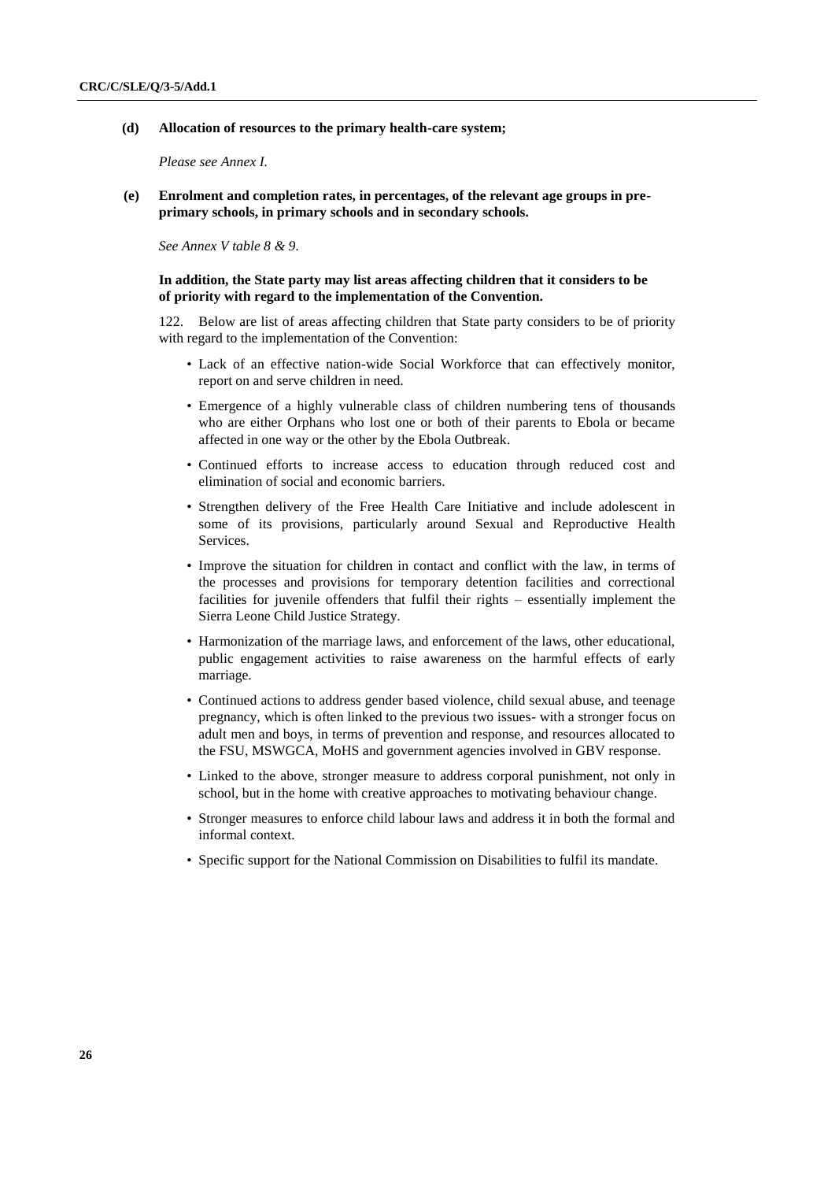**(d) Allocation of resources to the primary health-care system;**

*Please see Annex I.*

**(e) Enrolment and completion rates, in percentages, of the relevant age groups in pre-primary schools, in primary schools and in secondary schools.**

*See Annex V table 8 & 9.*

**In addition, the State party may list areas affecting children that it considers to be of priority with regard to the implementation of the Convention.**

122. Below are list of areas affecting children that State party considers to be of priority with regard to the implementation of the Convention:

- Lack of an effective nation-wide Social Workforce that can effectively monitor, report on and serve children in need.
- Emergence of a highly vulnerable class of children numbering tens of thousands who are either Orphans who lost one or both of their parents to Ebola or became affected in one way or the other by the Ebola Outbreak.
- Continued efforts to increase access to education through reduced cost and elimination of social and economic barriers.
- Strengthen delivery of the Free Health Care Initiative and include adolescent in some of its provisions, particularly around Sexual and Reproductive Health Services.
- Improve the situation for children in contact and conflict with the law, in terms of the processes and provisions for temporary detention facilities and correctional facilities for juvenile offenders that fulfil their rights – essentially implement the Sierra Leone Child Justice Strategy.
- Harmonization of the marriage laws, and enforcement of the laws, other educational, public engagement activities to raise awareness on the harmful effects of early marriage.
- Continued actions to address gender based violence, child sexual abuse, and teenage pregnancy, which is often linked to the previous two issues- with a stronger focus on adult men and boys, in terms of prevention and response, and resources allocated to the FSU, MSWGCA, MoHS and government agencies involved in GBV response.
- Linked to the above, stronger measure to address corporal punishment, not only in school, but in the home with creative approaches to motivating behaviour change.
- Stronger measures to enforce child labour laws and address it in both the formal and informal context.
- Specific support for the National Commission on Disabilities to fulfil its mandate.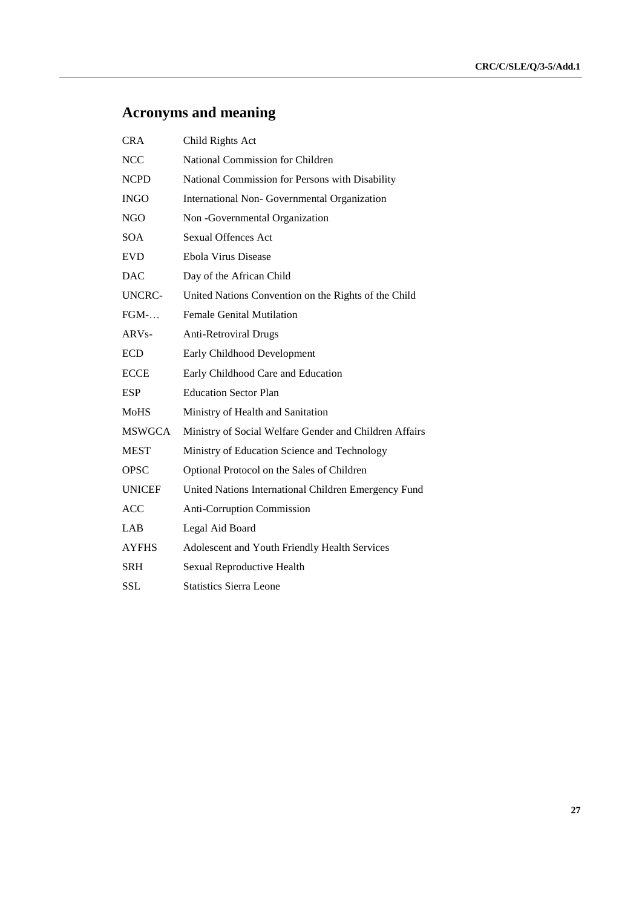# Acronyms and meaning

| | |
|---|---|
| CRA | Child Rights Act |
| NCC | National Commission for Children |
| NCPD | National Commission for Persons with Disability |
| INGO | International Non- Governmental Organization |
| NGO | Non -Governmental Organization |
| SOA | Sexual Offences Act |
| EVD | Ebola Virus Disease |
| DAC | Day of the African Child |
| UNCRC- | United Nations Convention on the Rights of the Child |
| FGM-… | Female Genital Mutilation |
| ARVs- | Anti-Retroviral Drugs |
| ECD | Early Childhood Development |
| ECCE | Early Childhood Care and Education |
| ESP | Education Sector Plan |
| MoHS | Ministry of Health and Sanitation |
| MSWGCA | Ministry of Social Welfare Gender and Children Affairs |
| MEST | Ministry of Education Science and Technology |
| OPSC | Optional Protocol on the Sales of Children |
| UNICEF | United Nations International Children Emergency Fund |
| ACC | Anti-Corruption Commission |
| LAB | Legal Aid Board |
| AYFHS | Adolescent and Youth Friendly Health Services |
| SRH | Sexual Reproductive Health |
| SSL | Statistics Sierra Leone |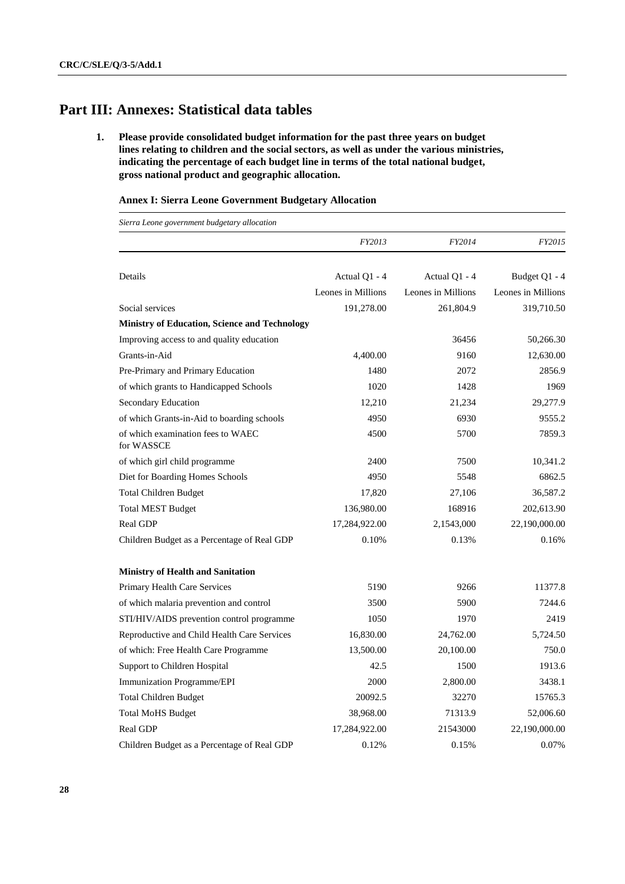# Part III: Annexes: Statistical data tables

1. **Please provide consolidated budget information for the past three years on budget lines relating to children and the social sectors, as well as under the various ministries, indicating the percentage of each budget line in terms of the total national budget, gross national product and geographic allocation.**

**Annex I: Sierra Leone Government Budgetary Allocation**

*Sierra Leone government budgetary allocation*

| | *FY2013* | *FY2014* | *FY2015* |
|---|---|---|---|
| Details | Actual Q1 - 4 | Actual Q1 - 4 | Budget Q1 - 4 |
| | Leones in Millions | Leones in Millions | Leones in Millions |
| Social services | 191,278.00 | 261,804.9 | 319,710.50 |
| **Ministry of Education, Science and Technology** | | | |
| Improving access to and quality education | | 36456 | 50,266.30 |
| Grants-in-Aid | 4,400.00 | 9160 | 12,630.00 |
| Pre-Primary and Primary Education | 1480 | 2072 | 2856.9 |
| of which grants to Handicapped Schools | 1020 | 1428 | 1969 |
| Secondary Education | 12,210 | 21,234 | 29,277.9 |
| of which Grants-in-Aid to boarding schools | 4950 | 6930 | 9555.2 |
| of which examination fees to WAEC for WASSCE | 4500 | 5700 | 7859.3 |
| of which girl child programme | 2400 | 7500 | 10,341.2 |
| Diet for Boarding Homes Schools | 4950 | 5548 | 6862.5 |
| Total Children Budget | 17,820 | 27,106 | 36,587.2 |
| Total MEST Budget | 136,980.00 | 168916 | 202,613.90 |
| Real GDP | 17,284,922.00 | 2,1543,000 | 22,190,000.00 |
| Children Budget as a Percentage of Real GDP | 0.10% | 0.13% | 0.16% |
| | | | |
| **Ministry of Health and Sanitation** | | | |
| Primary Health Care Services | 5190 | 9266 | 11377.8 |
| of which malaria prevention and control | 3500 | 5900 | 7244.6 |
| STI/HIV/AIDS prevention control programme | 1050 | 1970 | 2419 |
| Reproductive and Child Health Care Services | 16,830.00 | 24,762.00 | 5,724.50 |
| of which: Free Health Care Programme | 13,500.00 | 20,100.00 | 750.0 |
| Support to Children Hospital | 42.5 | 1500 | 1913.6 |
| Immunization Programme/EPI | 2000 | 2,800.00 | 3438.1 |
| Total Children Budget | 20092.5 | 32270 | 15765.3 |
| Total MoHS Budget | 38,968.00 | 71313.9 | 52,006.60 |
| Real GDP | 17,284,922.00 | 21543000 | 22,190,000.00 |
| Children Budget as a Percentage of Real GDP | 0.12% | 0.15% | 0.07% |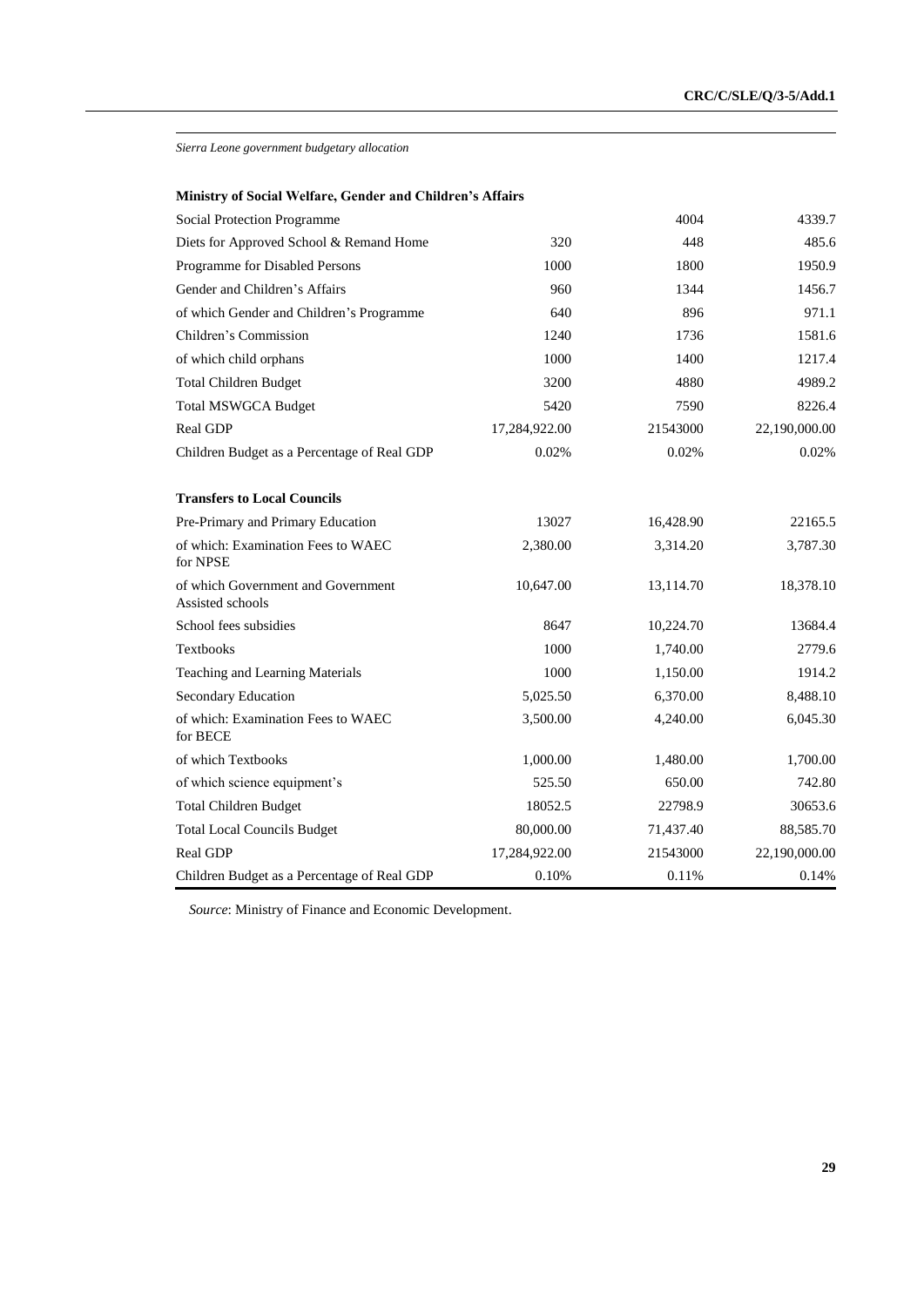*Sierra Leone government budgetary allocation*

| | | | |
|---|---|---|---|
| **Ministry of Social Welfare, Gender and Children's Affairs** | | | |
| Social Protection Programme | | 4004 | 4339.7 |
| Diets for Approved School & Remand Home | 320 | 448 | 485.6 |
| Programme for Disabled Persons | 1000 | 1800 | 1950.9 |
| Gender and Children's Affairs | 960 | 1344 | 1456.7 |
| of which Gender and Children's Programme | 640 | 896 | 971.1 |
| Children's Commission | 1240 | 1736 | 1581.6 |
| of which child orphans | 1000 | 1400 | 1217.4 |
| Total Children Budget | 3200 | 4880 | 4989.2 |
| Total MSWGCA Budget | 5420 | 7590 | 8226.4 |
| Real GDP | 17,284,922.00 | 21543000 | 22,190,000.00 |
| Children Budget as a Percentage of Real GDP | 0.02% | 0.02% | 0.02% |
| **Transfers to Local Councils** | | | |
| Pre-Primary and Primary Education | 13027 | 16,428.90 | 22165.5 |
| of which: Examination Fees to WAEC for NPSE | 2,380.00 | 3,314.20 | 3,787.30 |
| of which Government and Government Assisted schools | 10,647.00 | 13,114.70 | 18,378.10 |
| School fees subsidies | 8647 | 10,224.70 | 13684.4 |
| Textbooks | 1000 | 1,740.00 | 2779.6 |
| Teaching and Learning Materials | 1000 | 1,150.00 | 1914.2 |
| Secondary Education | 5,025.50 | 6,370.00 | 8,488.10 |
| of which: Examination Fees to WAEC for BECE | 3,500.00 | 4,240.00 | 6,045.30 |
| of which Textbooks | 1,000.00 | 1,480.00 | 1,700.00 |
| of which science equipment's | 525.50 | 650.00 | 742.80 |
| Total Children Budget | 18052.5 | 22798.9 | 30653.6 |
| Total Local Councils Budget | 80,000.00 | 71,437.40 | 88,585.70 |
| Real GDP | 17,284,922.00 | 21543000 | 22,190,000.00 |
| Children Budget as a Percentage of Real GDP | 0.10% | 0.11% | 0.14% |

*Source*: Ministry of Finance and Economic Development.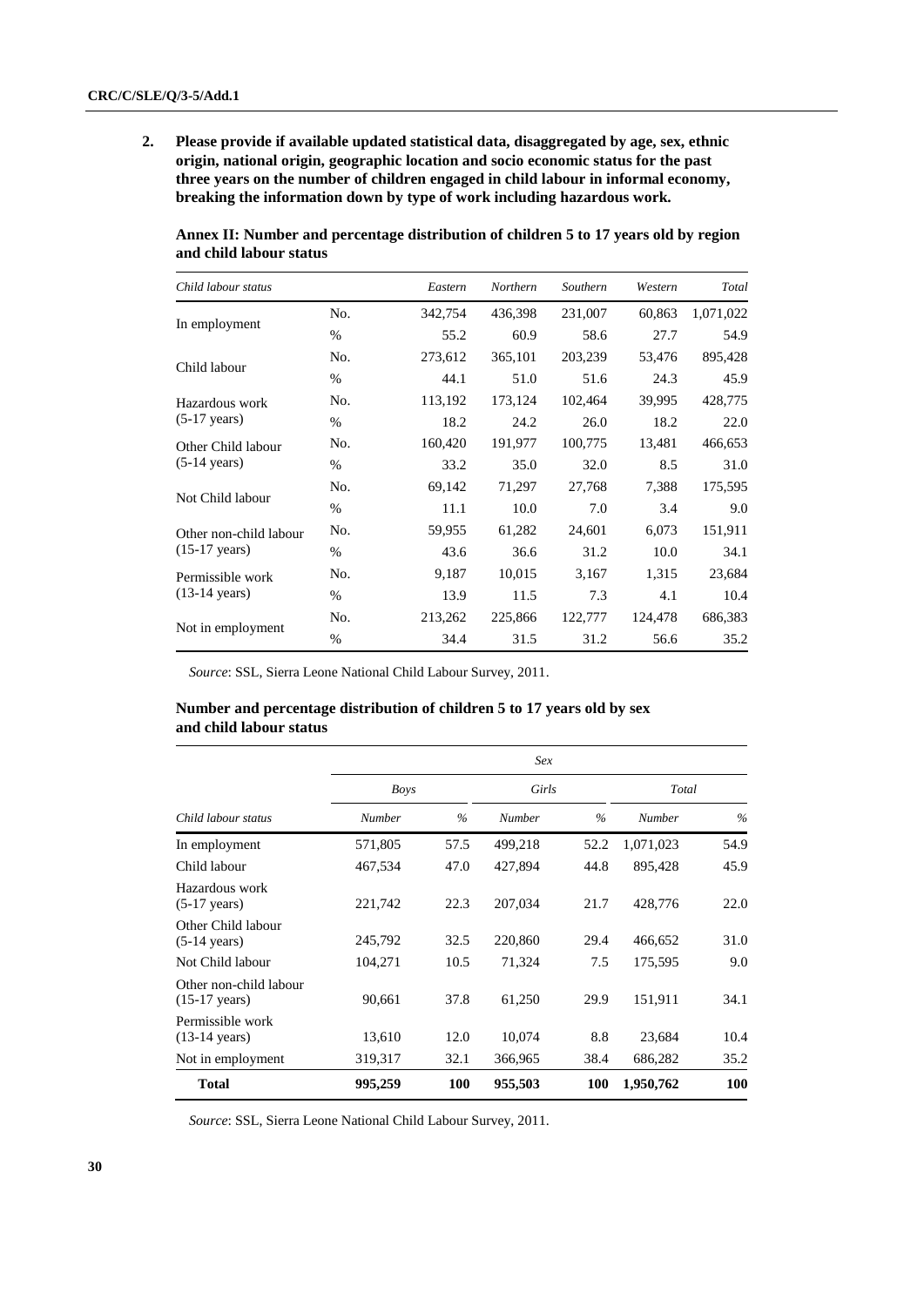2. **Please provide if available updated statistical data, disaggregated by age, sex, ethnic origin, national origin, geographic location and socio economic status for the past three years on the number of children engaged in child labour in informal economy, breaking the information down by type of work including hazardous work.**

**Annex II: Number and percentage distribution of children 5 to 17 years old by region and child labour status**

| *Child labour status* | | *Eastern* | *Northern* | *Southern* | *Western* | *Total* |
|---|---|---|---|---|---|---|
| In employment | No. | 342,754 | 436,398 | 231,007 | 60,863 | 1,071,022 |
| | % | 55.2 | 60.9 | 58.6 | 27.7 | 54.9 |
| Child labour | No. | 273,612 | 365,101 | 203,239 | 53,476 | 895,428 |
| | % | 44.1 | 51.0 | 51.6 | 24.3 | 45.9 |
| Hazardous work (5-17 years) | No. | 113,192 | 173,124 | 102,464 | 39,995 | 428,775 |
| | % | 18.2 | 24.2 | 26.0 | 18.2 | 22.0 |
| Other Child labour (5-14 years) | No. | 160,420 | 191,977 | 100,775 | 13,481 | 466,653 |
| | % | 33.2 | 35.0 | 32.0 | 8.5 | 31.0 |
| Not Child labour | No. | 69,142 | 71,297 | 27,768 | 7,388 | 175,595 |
| | % | 11.1 | 10.0 | 7.0 | 3.4 | 9.0 |
| Other non-child labour (15-17 years) | No. | 59,955 | 61,282 | 24,601 | 6,073 | 151,911 |
| | % | 43.6 | 36.6 | 31.2 | 10.0 | 34.1 |
| Permissible work (13-14 years) | No. | 9,187 | 10,015 | 3,167 | 1,315 | 23,684 |
| | % | 13.9 | 11.5 | 7.3 | 4.1 | 10.4 |
| Not in employment | No. | 213,262 | 225,866 | 122,777 | 124,478 | 686,383 |
| | % | 34.4 | 31.5 | 31.2 | 56.6 | 35.2 |

*Source*: SSL, Sierra Leone National Child Labour Survey, 2011.

**Number and percentage distribution of children 5 to 17 years old by sex and child labour status**

| | *Sex* | | | | | |
|---|---|---|---|---|---|---|
| | *Boys* | | *Girls* | | *Total* | |
| *Child labour status* | *Number* | *%* | *Number* | *%* | *Number* | *%* |
| In employment | 571,805 | 57.5 | 499,218 | 52.2 | 1,071,023 | 54.9 |
| Child labour | 467,534 | 47.0 | 427,894 | 44.8 | 895,428 | 45.9 |
| Hazardous work (5-17 years) | 221,742 | 22.3 | 207,034 | 21.7 | 428,776 | 22.0 |
| Other Child labour (5-14 years) | 245,792 | 32.5 | 220,860 | 29.4 | 466,652 | 31.0 |
| Not Child labour | 104,271 | 10.5 | 71,324 | 7.5 | 175,595 | 9.0 |
| Other non-child labour (15-17 years) | 90,661 | 37.8 | 61,250 | 29.9 | 151,911 | 34.1 |
| Permissible work (13-14 years) | 13,610 | 12.0 | 10,074 | 8.8 | 23,684 | 10.4 |
| Not in employment | 319,317 | 32.1 | 366,965 | 38.4 | 686,282 | 35.2 |
| **Total** | **995,259** | **100** | **955,503** | **100** | **1,950,762** | **100** |

*Source*: SSL, Sierra Leone National Child Labour Survey, 2011.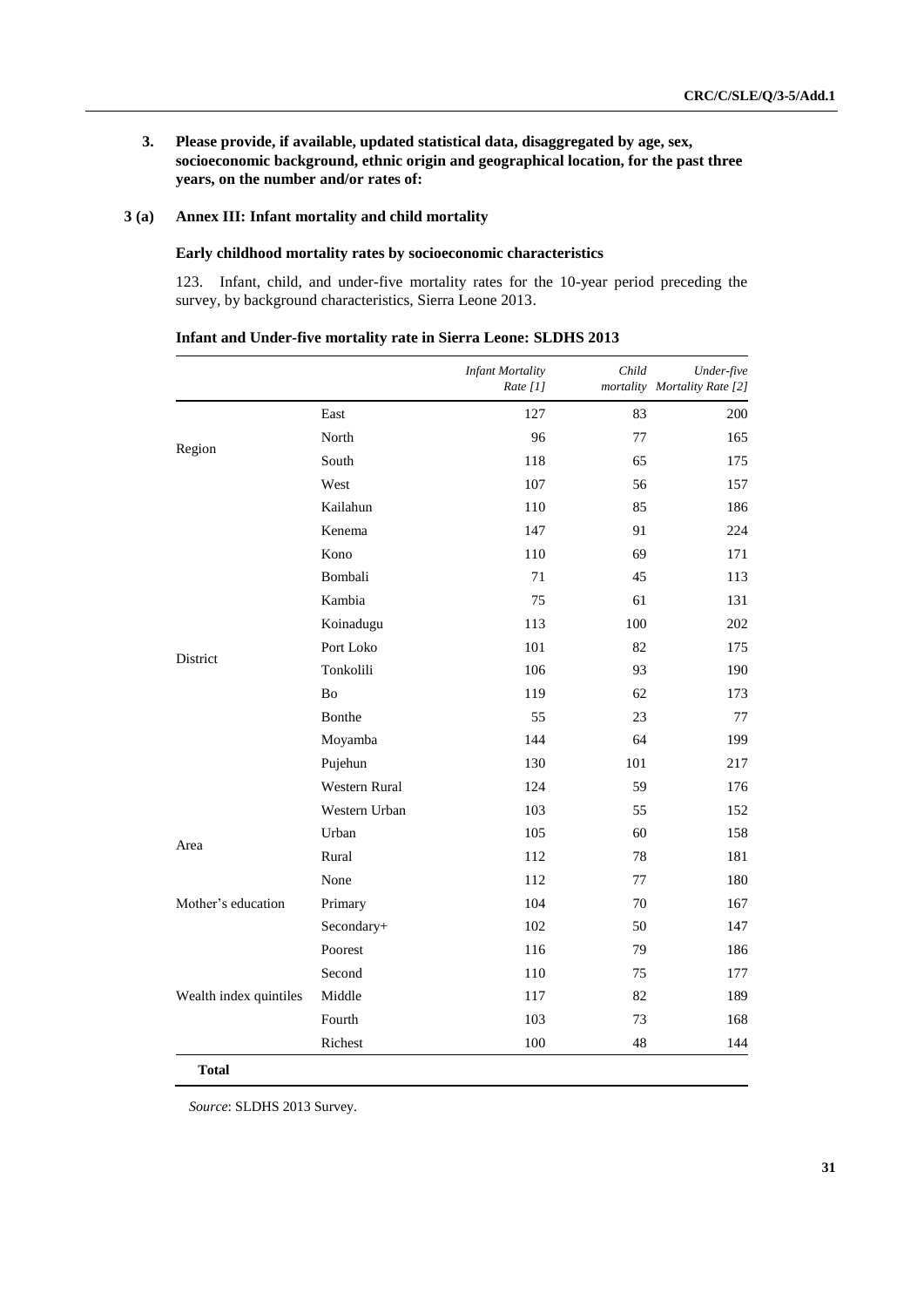**3. Please provide, if available, updated statistical data, disaggregated by age, sex, socioeconomic background, ethnic origin and geographical location, for the past three years, on the number and/or rates of:**

**3 (a) Annex III: Infant mortality and child mortality**

**Early childhood mortality rates by socioeconomic characteristics**

123. Infant, child, and under-five mortality rates for the 10-year period preceding the survey, by background characteristics, Sierra Leone 2013.

**Infant and Under-five mortality rate in Sierra Leone: SLDHS 2013**

| | | *Infant Mortality Rate [1]* | *Child mortality* | *Under-five Mortality Rate [2]* |
|---|---|---|---|---|
| Region | East | 127 | 83 | 200 |
| | North | 96 | 77 | 165 |
| | South | 118 | 65 | 175 |
| | West | 107 | 56 | 157 |
| District | Kailahun | 110 | 85 | 186 |
| | Kenema | 147 | 91 | 224 |
| | Kono | 110 | 69 | 171 |
| | Bombali | 71 | 45 | 113 |
| | Kambia | 75 | 61 | 131 |
| | Koinadugu | 113 | 100 | 202 |
| | Port Loko | 101 | 82 | 175 |
| | Tonkolili | 106 | 93 | 190 |
| | Bo | 119 | 62 | 173 |
| | Bonthe | 55 | 23 | 77 |
| | Moyamba | 144 | 64 | 199 |
| | Pujehun | 130 | 101 | 217 |
| | Western Rural | 124 | 59 | 176 |
| | Western Urban | 103 | 55 | 152 |
| Area | Urban | 105 | 60 | 158 |
| | Rural | 112 | 78 | 181 |
| Mother's education | None | 112 | 77 | 180 |
| | Primary | 104 | 70 | 167 |
| | Secondary+ | 102 | 50 | 147 |
| Wealth index quintiles | Poorest | 116 | 79 | 186 |
| | Second | 110 | 75 | 177 |
| | Middle | 117 | 82 | 189 |
| | Fourth | 103 | 73 | 168 |
| | Richest | 100 | 48 | 144 |
| **Total** | | | | |

*Source*: SLDHS 2013 Survey.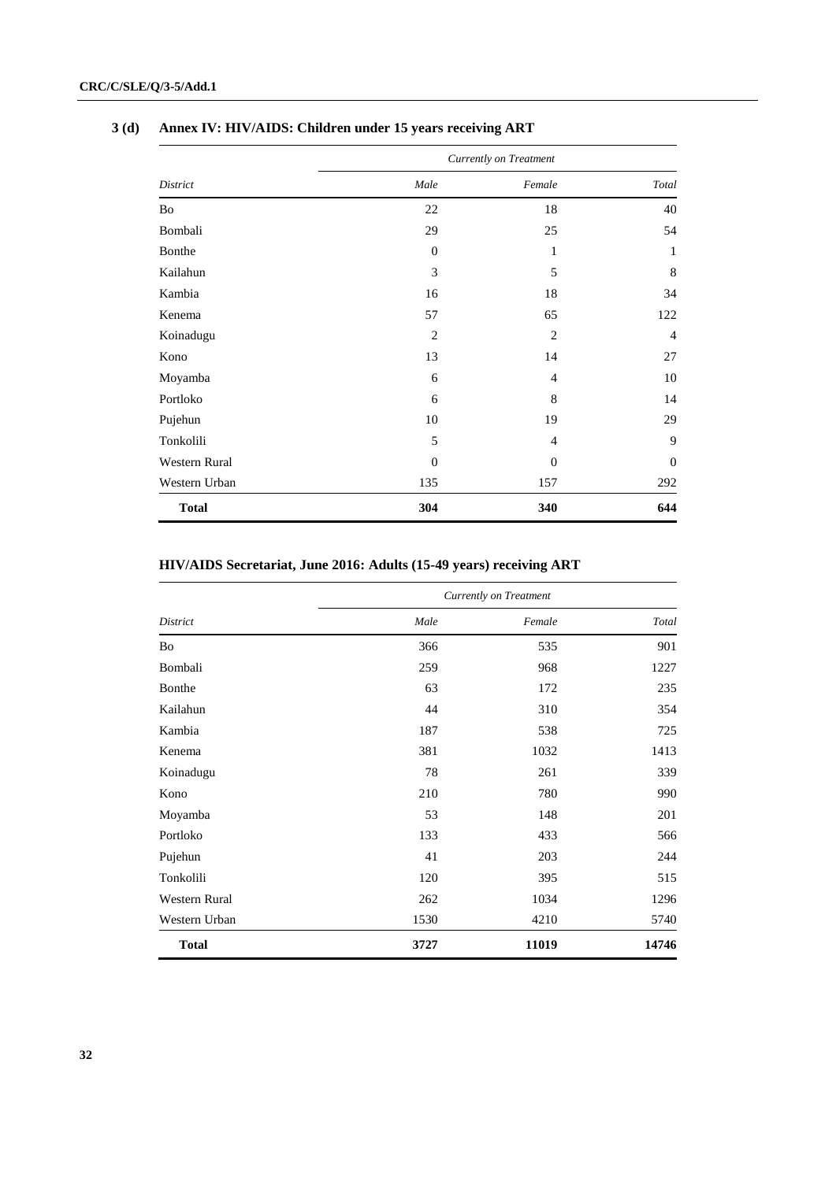**3 (d) Annex IV: HIV/AIDS: Children under 15 years receiving ART**

| | *Currently on Treatment* | | |
|---|---|---|---|
| *District* | *Male* | *Female* | *Total* |
| Bo | 22 | 18 | 40 |
| Bombali | 29 | 25 | 54 |
| Bonthe | 0 | 1 | 1 |
| Kailahun | 3 | 5 | 8 |
| Kambia | 16 | 18 | 34 |
| Kenema | 57 | 65 | 122 |
| Koinadugu | 2 | 2 | 4 |
| Kono | 13 | 14 | 27 |
| Moyamba | 6 | 4 | 10 |
| Portloko | 6 | 8 | 14 |
| Pujehun | 10 | 19 | 29 |
| Tonkolili | 5 | 4 | 9 |
| Western Rural | 0 | 0 | 0 |
| Western Urban | 135 | 157 | 292 |
| **Total** | **304** | **340** | **644** |

**HIV/AIDS Secretariat, June 2016: Adults (15-49 years) receiving ART**

| | *Currently on Treatment* | | |
|---|---|---|---|
| *District* | *Male* | *Female* | *Total* |
| Bo | 366 | 535 | 901 |
| Bombali | 259 | 968 | 1227 |
| Bonthe | 63 | 172 | 235 |
| Kailahun | 44 | 310 | 354 |
| Kambia | 187 | 538 | 725 |
| Kenema | 381 | 1032 | 1413 |
| Koinadugu | 78 | 261 | 339 |
| Kono | 210 | 780 | 990 |
| Moyamba | 53 | 148 | 201 |
| Portloko | 133 | 433 | 566 |
| Pujehun | 41 | 203 | 244 |
| Tonkolili | 120 | 395 | 515 |
| Western Rural | 262 | 1034 | 1296 |
| Western Urban | 1530 | 4210 | 5740 |
| **Total** | **3727** | **11019** | **14746** |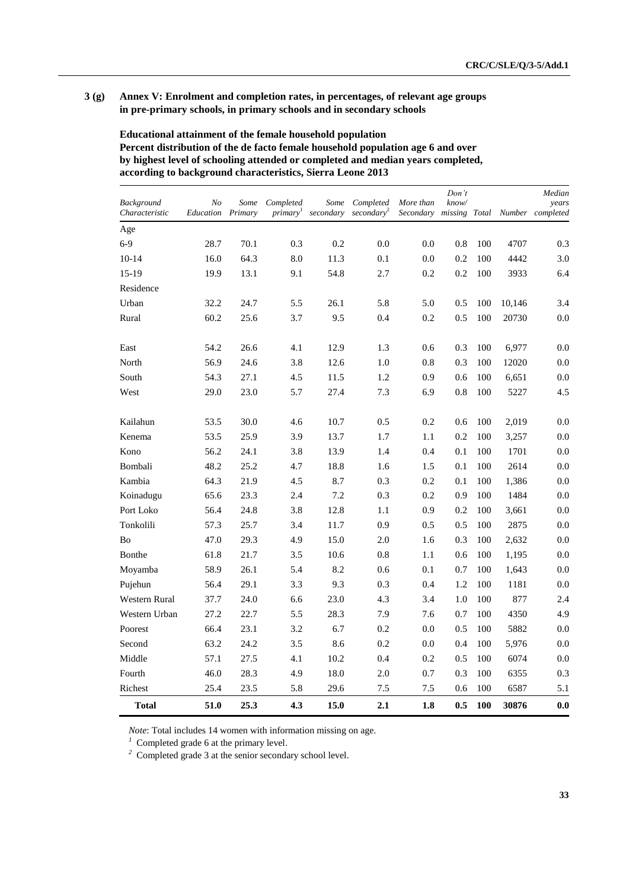## 3 (g) Annex V: Enrolment and completion rates, in percentages, of relevant age groups in pre-primary schools, in primary schools and in secondary schools

**Educational attainment of the female household population**
**Percent distribution of the de facto female household population age 6 and over by highest level of schooling attended or completed and median years completed, according to background characteristics, Sierra Leone 2013**

| *Background Characteristic* | *No Education* | *Some Primary* | *Completed primary*[1] | *Some secondary* | *Completed secondary*[2] | *More than Secondary* | *Don't know/ missing* | *Total* | *Number* | *Median years completed* |
|---|---|---|---|---|---|---|---|---|---|---|
| Age | | | | | | | | | | |
| 6-9 | 28.7 | 70.1 | 0.3 | 0.2 | 0.0 | 0.0 | 0.8 | 100 | 4707 | 0.3 |
| 10-14 | 16.0 | 64.3 | 8.0 | 11.3 | 0.1 | 0.0 | 0.2 | 100 | 4442 | 3.0 |
| 15-19 | 19.9 | 13.1 | 9.1 | 54.8 | 2.7 | 0.2 | 0.2 | 100 | 3933 | 6.4 |
| Residence | | | | | | | | | | |
| Urban | 32.2 | 24.7 | 5.5 | 26.1 | 5.8 | 5.0 | 0.5 | 100 | 10,146 | 3.4 |
| Rural | 60.2 | 25.6 | 3.7 | 9.5 | 0.4 | 0.2 | 0.5 | 100 | 20730 | 0.0 |
| East | 54.2 | 26.6 | 4.1 | 12.9 | 1.3 | 0.6 | 0.3 | 100 | 6,977 | 0.0 |
| North | 56.9 | 24.6 | 3.8 | 12.6 | 1.0 | 0.8 | 0.3 | 100 | 12020 | 0.0 |
| South | 54.3 | 27.1 | 4.5 | 11.5 | 1.2 | 0.9 | 0.6 | 100 | 6,651 | 0.0 |
| West | 29.0 | 23.0 | 5.7 | 27.4 | 7.3 | 6.9 | 0.8 | 100 | 5227 | 4.5 |
| Kailahun | 53.5 | 30.0 | 4.6 | 10.7 | 0.5 | 0.2 | 0.6 | 100 | 2,019 | 0.0 |
| Kenema | 53.5 | 25.9 | 3.9 | 13.7 | 1.7 | 1.1 | 0.2 | 100 | 3,257 | 0.0 |
| Kono | 56.2 | 24.1 | 3.8 | 13.9 | 1.4 | 0.4 | 0.1 | 100 | 1701 | 0.0 |
| Bombali | 48.2 | 25.2 | 4.7 | 18.8 | 1.6 | 1.5 | 0.1 | 100 | 2614 | 0.0 |
| Kambia | 64.3 | 21.9 | 4.5 | 8.7 | 0.3 | 0.2 | 0.1 | 100 | 1,386 | 0.0 |
| Koinadugu | 65.6 | 23.3 | 2.4 | 7.2 | 0.3 | 0.2 | 0.9 | 100 | 1484 | 0.0 |
| Port Loko | 56.4 | 24.8 | 3.8 | 12.8 | 1.1 | 0.9 | 0.2 | 100 | 3,661 | 0.0 |
| Tonkolili | 57.3 | 25.7 | 3.4 | 11.7 | 0.9 | 0.5 | 0.5 | 100 | 2875 | 0.0 |
| Bo | 47.0 | 29.3 | 4.9 | 15.0 | 2.0 | 1.6 | 0.3 | 100 | 2,632 | 0.0 |
| Bonthe | 61.8 | 21.7 | 3.5 | 10.6 | 0.8 | 1.1 | 0.6 | 100 | 1,195 | 0.0 |
| Moyamba | 58.9 | 26.1 | 5.4 | 8.2 | 0.6 | 0.1 | 0.7 | 100 | 1,643 | 0.0 |
| Pujehun | 56.4 | 29.1 | 3.3 | 9.3 | 0.3 | 0.4 | 1.2 | 100 | 1181 | 0.0 |
| Western Rural | 37.7 | 24.0 | 6.6 | 23.0 | 4.3 | 3.4 | 1.0 | 100 | 877 | 2.4 |
| Western Urban | 27.2 | 22.7 | 5.5 | 28.3 | 7.9 | 7.6 | 0.7 | 100 | 4350 | 4.9 |
| Poorest | 66.4 | 23.1 | 3.2 | 6.7 | 0.2 | 0.0 | 0.5 | 100 | 5882 | 0.0 |
| Second | 63.2 | 24.2 | 3.5 | 8.6 | 0.2 | 0.0 | 0.4 | 100 | 5,976 | 0.0 |
| Middle | 57.1 | 27.5 | 4.1 | 10.2 | 0.4 | 0.2 | 0.5 | 100 | 6074 | 0.0 |
| Fourth | 46.0 | 28.3 | 4.9 | 18.0 | 2.0 | 0.7 | 0.3 | 100 | 6355 | 0.3 |
| Richest | 25.4 | 23.5 | 5.8 | 29.6 | 7.5 | 7.5 | 0.6 | 100 | 6587 | 5.1 |
| **Total** | **51.0** | **25.3** | **4.3** | **15.0** | **2.1** | **1.8** | **0.5** | **100** | **30876** | **0.0** |

*Note*: Total includes 14 women with information missing on age.

[1] Completed grade 6 at the primary level.

[2] Completed grade 3 at the senior secondary school level.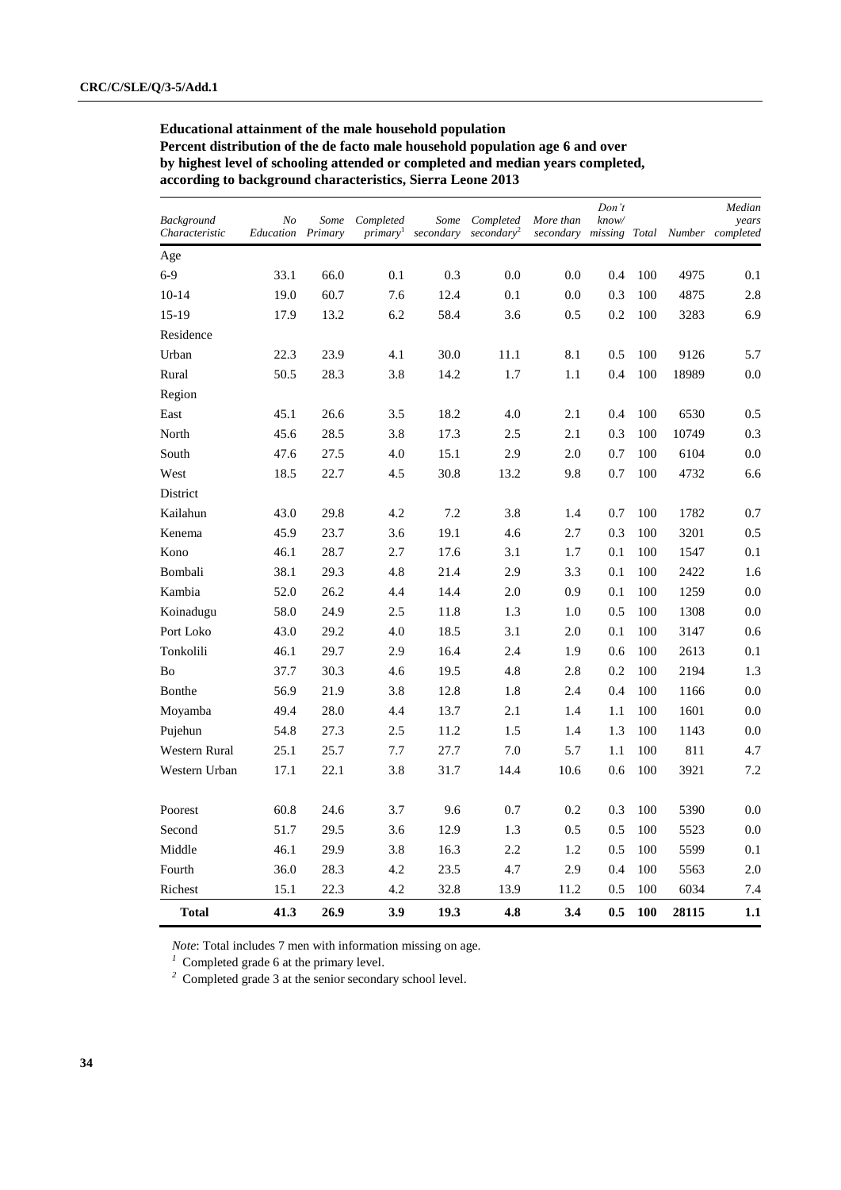**Educational attainment of the male household population**
**Percent distribution of the de facto male household population age 6 and over by highest level of schooling attended or completed and median years completed, according to background characteristics, Sierra Leone 2013**

| *Background Characteristic* | *No Education* | *Some Primary* | *Completed primary*[1] | *Some secondary* | *Completed secondary*[2] | *More than secondary* | *Don't know/ missing* | *Total* | *Number* | *Median years completed* |
|---|---|---|---|---|---|---|---|---|---|---|
| Age | | | | | | | | | | |
| 6-9 | 33.1 | 66.0 | 0.1 | 0.3 | 0.0 | 0.0 | 0.4 | 100 | 4975 | 0.1 |
| 10-14 | 19.0 | 60.7 | 7.6 | 12.4 | 0.1 | 0.0 | 0.3 | 100 | 4875 | 2.8 |
| 15-19 | 17.9 | 13.2 | 6.2 | 58.4 | 3.6 | 0.5 | 0.2 | 100 | 3283 | 6.9 |
| Residence | | | | | | | | | | |
| Urban | 22.3 | 23.9 | 4.1 | 30.0 | 11.1 | 8.1 | 0.5 | 100 | 9126 | 5.7 |
| Rural | 50.5 | 28.3 | 3.8 | 14.2 | 1.7 | 1.1 | 0.4 | 100 | 18989 | 0.0 |
| Region | | | | | | | | | | |
| East | 45.1 | 26.6 | 3.5 | 18.2 | 4.0 | 2.1 | 0.4 | 100 | 6530 | 0.5 |
| North | 45.6 | 28.5 | 3.8 | 17.3 | 2.5 | 2.1 | 0.3 | 100 | 10749 | 0.3 |
| South | 47.6 | 27.5 | 4.0 | 15.1 | 2.9 | 2.0 | 0.7 | 100 | 6104 | 0.0 |
| West | 18.5 | 22.7 | 4.5 | 30.8 | 13.2 | 9.8 | 0.7 | 100 | 4732 | 6.6 |
| District | | | | | | | | | | |
| Kailahun | 43.0 | 29.8 | 4.2 | 7.2 | 3.8 | 1.4 | 0.7 | 100 | 1782 | 0.7 |
| Kenema | 45.9 | 23.7 | 3.6 | 19.1 | 4.6 | 2.7 | 0.3 | 100 | 3201 | 0.5 |
| Kono | 46.1 | 28.7 | 2.7 | 17.6 | 3.1 | 1.7 | 0.1 | 100 | 1547 | 0.1 |
| Bombali | 38.1 | 29.3 | 4.8 | 21.4 | 2.9 | 3.3 | 0.1 | 100 | 2422 | 1.6 |
| Kambia | 52.0 | 26.2 | 4.4 | 14.4 | 2.0 | 0.9 | 0.1 | 100 | 1259 | 0.0 |
| Koinadugu | 58.0 | 24.9 | 2.5 | 11.8 | 1.3 | 1.0 | 0.5 | 100 | 1308 | 0.0 |
| Port Loko | 43.0 | 29.2 | 4.0 | 18.5 | 3.1 | 2.0 | 0.1 | 100 | 3147 | 0.6 |
| Tonkolili | 46.1 | 29.7 | 2.9 | 16.4 | 2.4 | 1.9 | 0.6 | 100 | 2613 | 0.1 |
| Bo | 37.7 | 30.3 | 4.6 | 19.5 | 4.8 | 2.8 | 0.2 | 100 | 2194 | 1.3 |
| Bonthe | 56.9 | 21.9 | 3.8 | 12.8 | 1.8 | 2.4 | 0.4 | 100 | 1166 | 0.0 |
| Moyamba | 49.4 | 28.0 | 4.4 | 13.7 | 2.1 | 1.4 | 1.1 | 100 | 1601 | 0.0 |
| Pujehun | 54.8 | 27.3 | 2.5 | 11.2 | 1.5 | 1.4 | 1.3 | 100 | 1143 | 0.0 |
| Western Rural | 25.1 | 25.7 | 7.7 | 27.7 | 7.0 | 5.7 | 1.1 | 100 | 811 | 4.7 |
| Western Urban | 17.1 | 22.1 | 3.8 | 31.7 | 14.4 | 10.6 | 0.6 | 100 | 3921 | 7.2 |
| Poorest | 60.8 | 24.6 | 3.7 | 9.6 | 0.7 | 0.2 | 0.3 | 100 | 5390 | 0.0 |
| Second | 51.7 | 29.5 | 3.6 | 12.9 | 1.3 | 0.5 | 0.5 | 100 | 5523 | 0.0 |
| Middle | 46.1 | 29.9 | 3.8 | 16.3 | 2.2 | 1.2 | 0.5 | 100 | 5599 | 0.1 |
| Fourth | 36.0 | 28.3 | 4.2 | 23.5 | 4.7 | 2.9 | 0.4 | 100 | 5563 | 2.0 |
| Richest | 15.1 | 22.3 | 4.2 | 32.8 | 13.9 | 11.2 | 0.5 | 100 | 6034 | 7.4 |
| **Total** | **41.3** | **26.9** | **3.9** | **19.3** | **4.8** | **3.4** | **0.5** | **100** | **28115** | **1.1** |

*Note*: Total includes 7 men with information missing on age.

[1] Completed grade 6 at the primary level.

[2] Completed grade 3 at the senior secondary school level.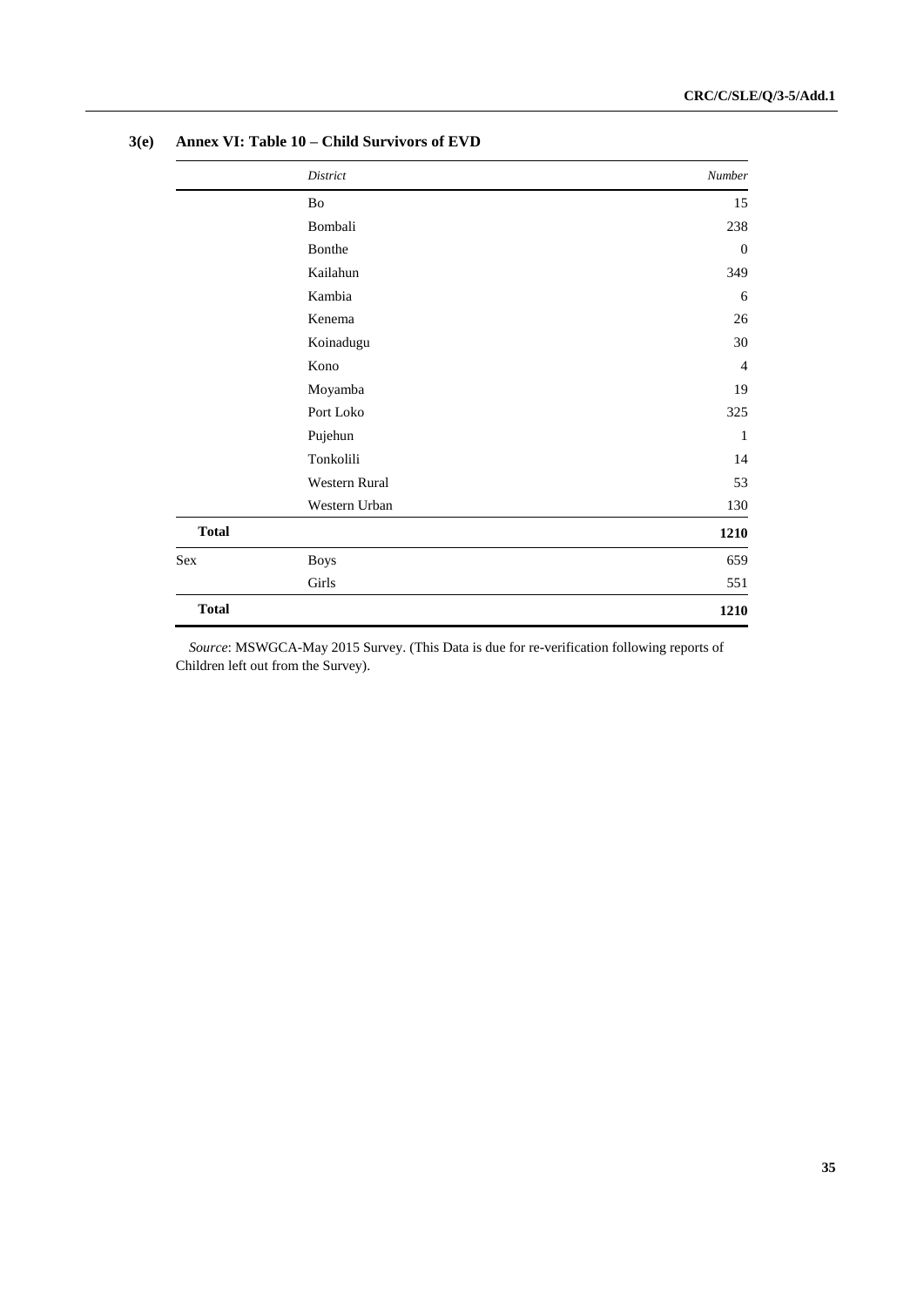### 3(e) Annex VI: Table 10 – Child Survivors of EVD

| | *District* | *Number* |
|---|---|---|
| | Bo | 15 |
| | Bombali | 238 |
| | Bonthe | 0 |
| | Kailahun | 349 |
| | Kambia | 6 |
| | Kenema | 26 |
| | Koinadugu | 30 |
| | Kono | 4 |
| | Moyamba | 19 |
| | Port Loko | 325 |
| | Pujehun | 1 |
| | Tonkolili | 14 |
| | Western Rural | 53 |
| | Western Urban | 130 |
| **Total** | | **1210** |
| Sex | Boys | 659 |
| | Girls | 551 |
| **Total** | | **1210** |

*Source*: MSWGCA-May 2015 Survey. (This Data is due for re-verification following reports of Children left out from the Survey).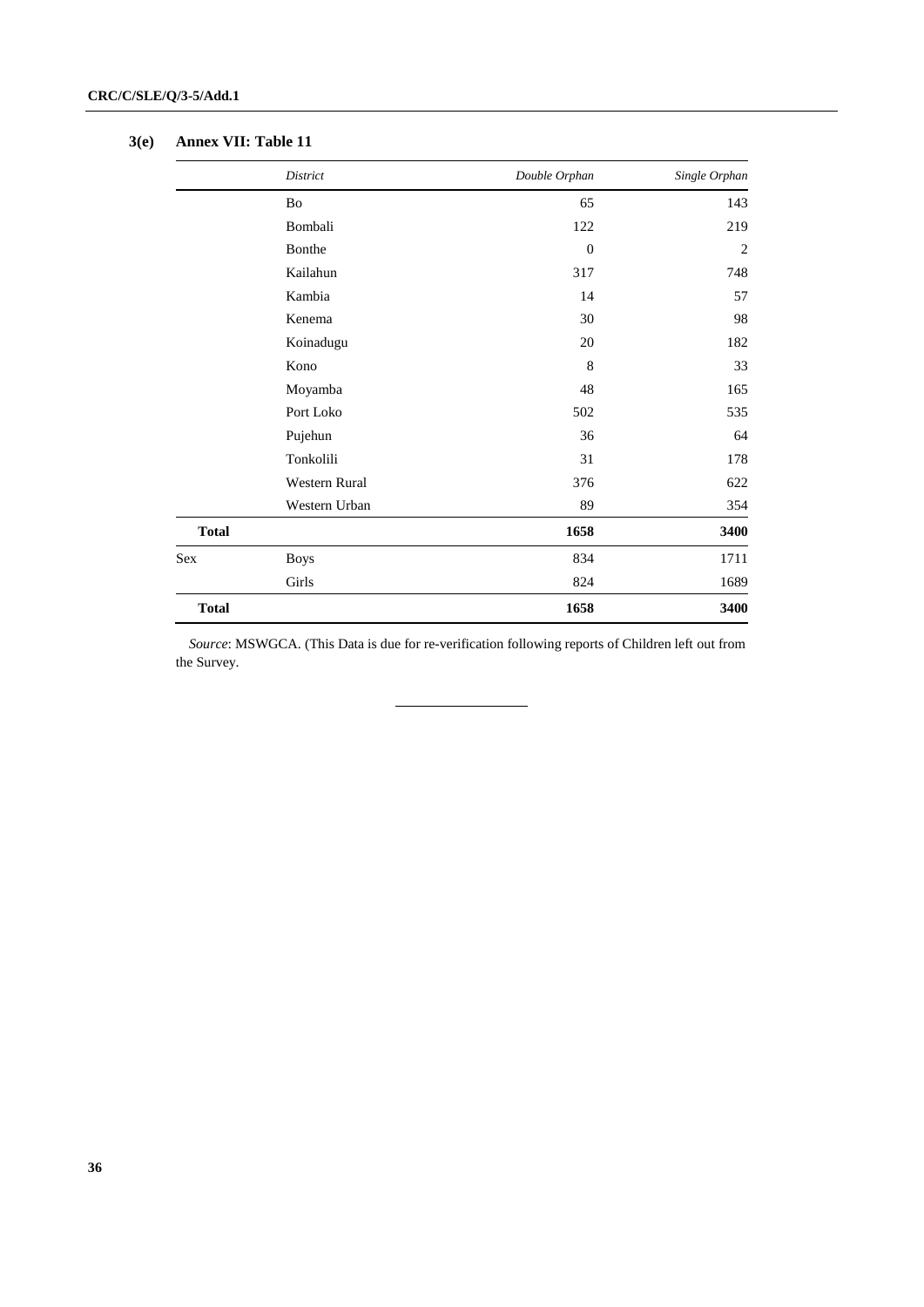**3(e) Annex VII: Table 11**

| | *District* | *Double Orphan* | *Single Orphan* |
|---|---|---|---|
| | Bo | 65 | 143 |
| | Bombali | 122 | 219 |
| | Bonthe | 0 | 2 |
| | Kailahun | 317 | 748 |
| | Kambia | 14 | 57 |
| | Kenema | 30 | 98 |
| | Koinadugu | 20 | 182 |
| | Kono | 8 | 33 |
| | Moyamba | 48 | 165 |
| | Port Loko | 502 | 535 |
| | Pujehun | 36 | 64 |
| | Tonkolili | 31 | 178 |
| | Western Rural | 376 | 622 |
| | Western Urban | 89 | 354 |
| **Total** | | **1658** | **3400** |
| Sex | Boys | 834 | 1711 |
| | Girls | 824 | 1689 |
| **Total** | | **1658** | **3400** |

*Source*: MSWGCA. (This Data is due for re-verification following reports of Children left out from the Survey.